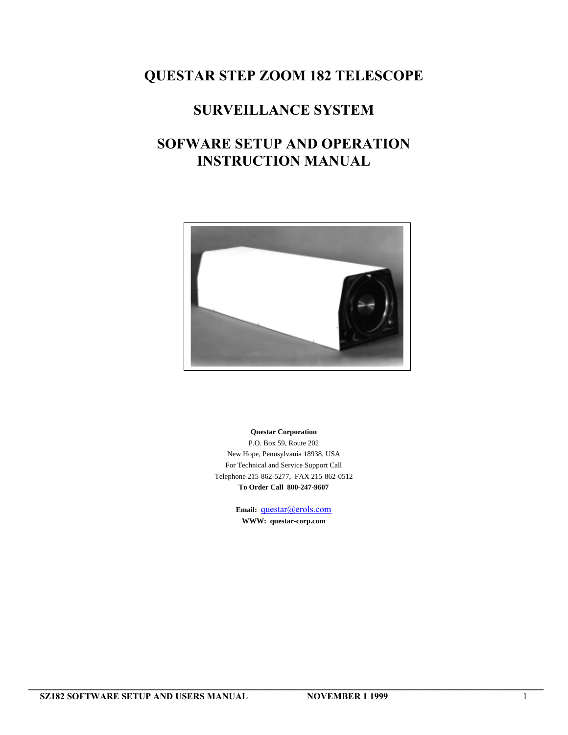# QUESTAR STEP ZOOM 182 TELESCOPE

# SURVEILLANCE SYSTEM

# SOFWARE SETUP AND OPERATION INSTRUCTION MANUAL

**Questar Corporation**
P.O. Box 59, Route 202
New Hope, Pennsylvania 18938, USA
For Technical and Service Support Call
Telephone 215-862-5277, FAX 215-862-0512
**To Order Call 800-247-9607**

**Email:** questar@erols.com
**WWW: questar-corp.com**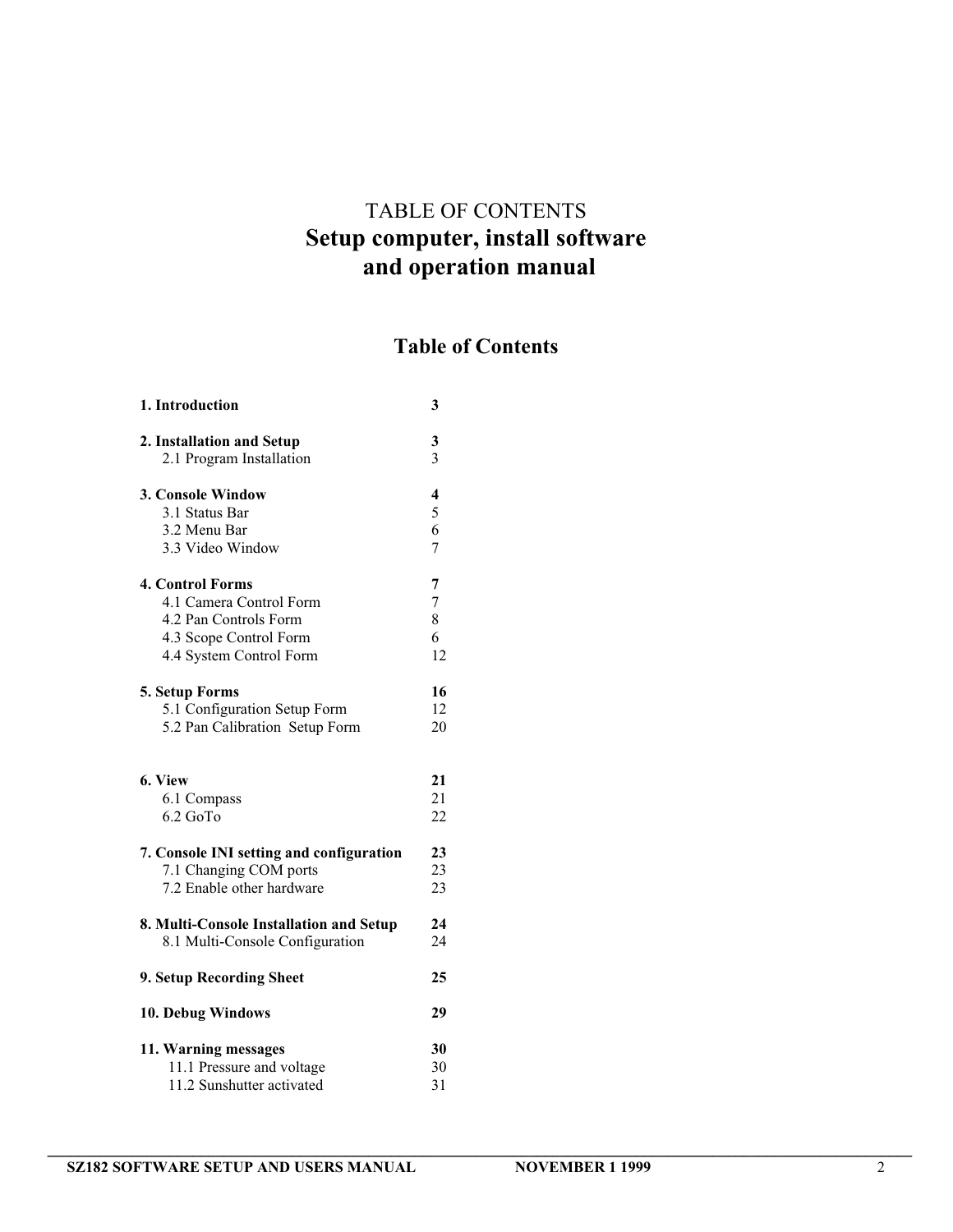TABLE OF CONTENTS

# Setup computer, install software and operation manual

## Table of Contents

| | |
|---|---|
| **1. Introduction** | **3** |
| **2. Installation and Setup** | **3** |
| 2.1 Program Installation | 3 |
| **3. Console Window** | **4** |
| 3.1 Status Bar | 5 |
| 3.2 Menu Bar | 6 |
| 3.3 Video Window | 7 |
| **4. Control Forms** | **7** |
| 4.1 Camera Control Form | 7 |
| 4.2 Pan Controls Form | 8 |
| 4.3 Scope Control Form | 6 |
| 4.4 System Control Form | 12 |
| **5. Setup Forms** | **16** |
| 5.1 Configuration Setup Form | 12 |
| 5.2 Pan Calibration Setup Form | 20 |
| **6. View** | **21** |
| 6.1 Compass | 21 |
| 6.2 GoTo | 22 |
| **7. Console INI setting and configuration** | **23** |
| 7.1 Changing COM ports | 23 |
| 7.2 Enable other hardware | 23 |
| **8. Multi-Console Installation and Setup** | **24** |
| 8.1 Multi-Console Configuration | 24 |
| **9. Setup Recording Sheet** | **25** |
| **10. Debug Windows** | **29** |
| **11. Warning messages** | **30** |
| 11.1 Pressure and voltage | 30 |
| 11.2 Sunshutter activated | 31 |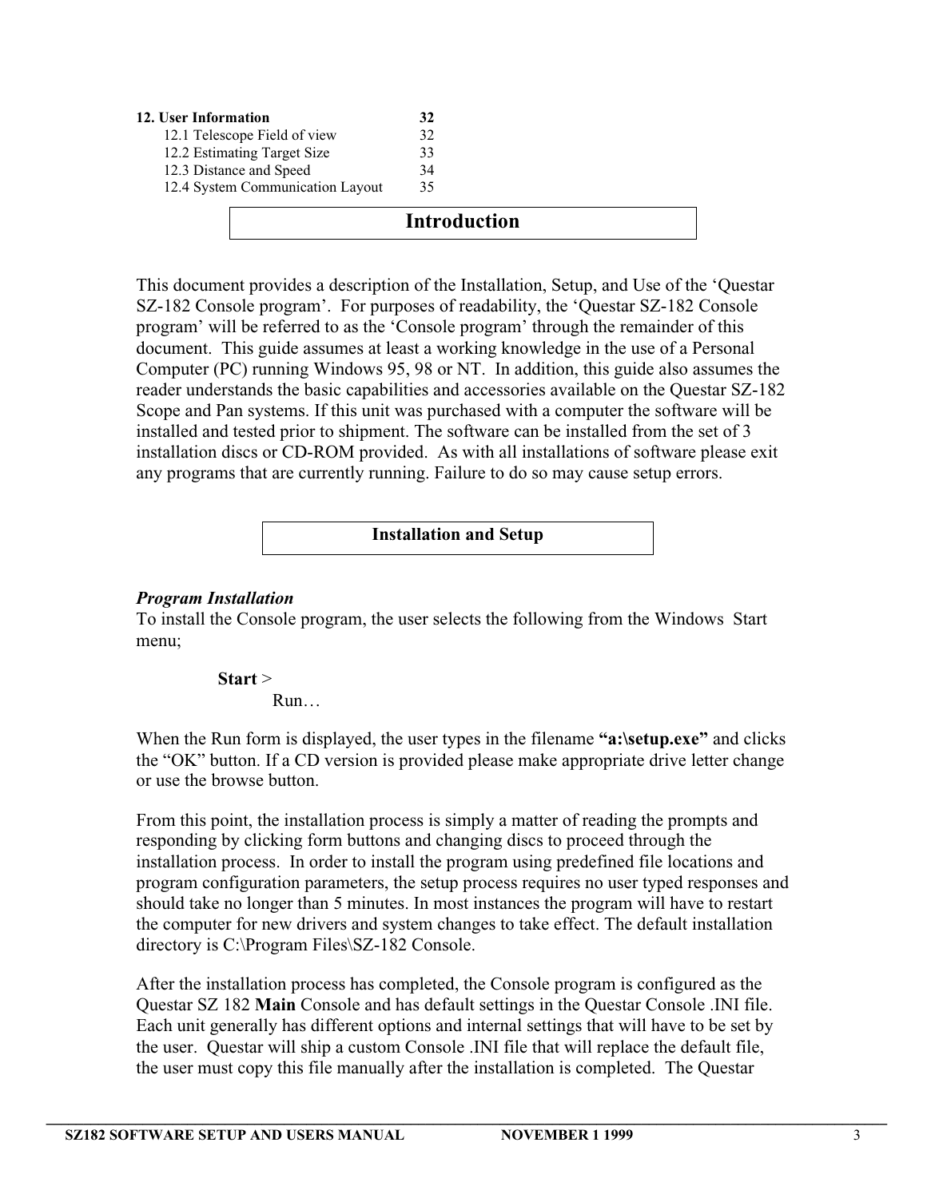| 12. User Information | 32 |
|---|---|
| 12.1 Telescope Field of view | 32 |
| 12.2 Estimating Target Size | 33 |
| 12.3 Distance and Speed | 34 |
| 12.4 System Communication Layout | 35 |

## Introduction

This document provides a description of the Installation, Setup, and Use of the 'Questar SZ-182 Console program'. For purposes of readability, the 'Questar SZ-182 Console program' will be referred to as the 'Console program' through the remainder of this document. This guide assumes at least a working knowledge in the use of a Personal Computer (PC) running Windows 95, 98 or NT. In addition, this guide also assumes the reader understands the basic capabilities and accessories available on the Questar SZ-182 Scope and Pan systems. If this unit was purchased with a computer the software will be installed and tested prior to shipment. The software can be installed from the set of 3 installation discs or CD-ROM provided. As with all installations of software please exit any programs that are currently running. Failure to do so may cause setup errors.

## Installation and Setup

***Program Installation***

To install the Console program, the user selects the following from the Windows Start menu;

**Start** >
Run…

When the Run form is displayed, the user types in the filename **"a:\setup.exe"** and clicks the "OK" button. If a CD version is provided please make appropriate drive letter change or use the browse button.

From this point, the installation process is simply a matter of reading the prompts and responding by clicking form buttons and changing discs to proceed through the installation process. In order to install the program using predefined file locations and program configuration parameters, the setup process requires no user typed responses and should take no longer than 5 minutes. In most instances the program will have to restart the computer for new drivers and system changes to take effect. The default installation directory is C:\Program Files\SZ-182 Console.

After the installation process has completed, the Console program is configured as the Questar SZ 182 **Main** Console and has default settings in the Questar Console .INI file. Each unit generally has different options and internal settings that will have to be set by the user. Questar will ship a custom Console .INI file that will replace the default file, the user must copy this file manually after the installation is completed. The Questar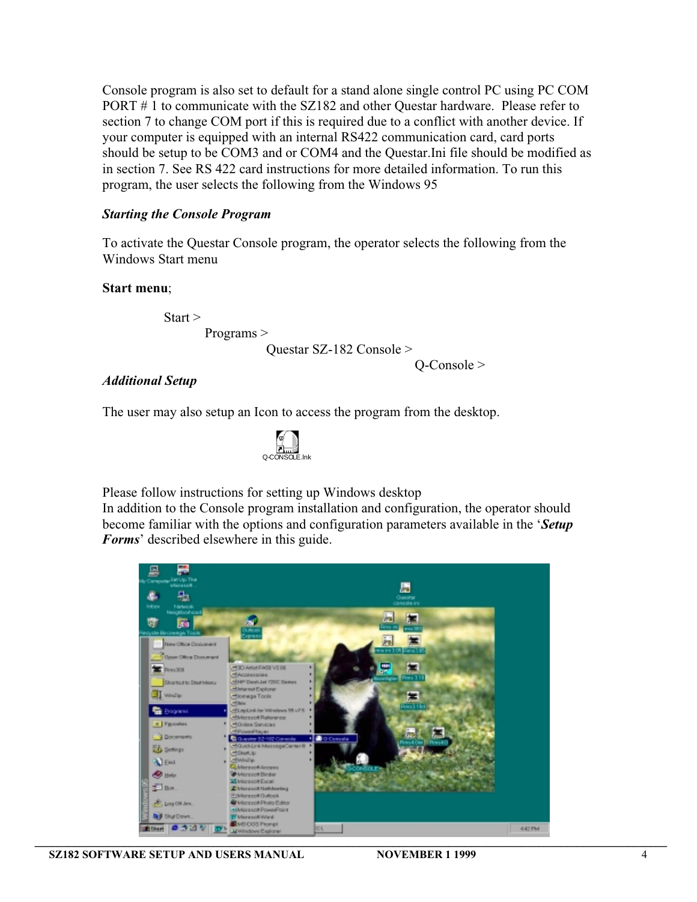Console program is also set to default for a stand alone single control PC using PC COM PORT # 1 to communicate with the SZ182 and other Questar hardware. Please refer to section 7 to change COM port if this is required due to a conflict with another device. If your computer is equipped with an internal RS422 communication card, card ports should be setup to be COM3 and or COM4 and the Questar.Ini file should be modified as in section 7. See RS 422 card instructions for more detailed information. To run this program, the user selects the following from the Windows 95

### *Starting the Console Program*

To activate the Questar Console program, the operator selects the following from the Windows Start menu

**Start menu**;

Start >
Programs >
Questar SZ-182 Console >
Q-Console >

### *Additional Setup*

The user may also setup an Icon to access the program from the desktop.

Q-CONSOLE.lnk

Please follow instructions for setting up Windows desktop
In addition to the Console program installation and configuration, the operator should become familiar with the options and configuration parameters available in the '***Setup Forms***' described elsewhere in this guide.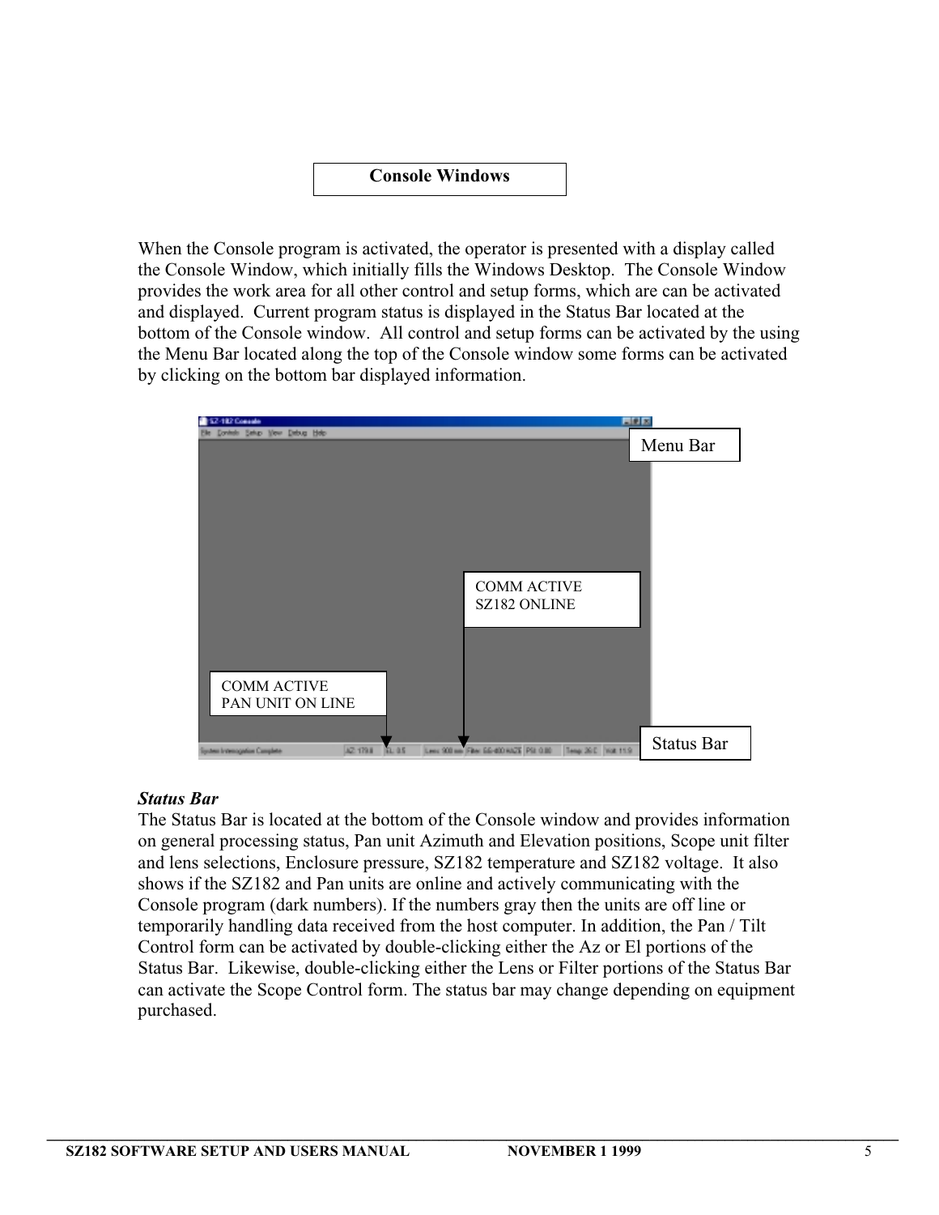## Console Windows

When the Console program is activated, the operator is presented with a display called the Console Window, which initially fills the Windows Desktop. The Console Window provides the work area for all other control and setup forms, which are can be activated and displayed. Current program status is displayed in the Status Bar located at the bottom of the Console window. All control and setup forms can be activated by the using the Menu Bar located along the top of the Console window some forms can be activated by clicking on the bottom bar displayed information.

Menu Bar

COMM ACTIVE
SZ182 ONLINE

COMM ACTIVE
PAN UNIT ON LINE

Status Bar

***Status Bar***

The Status Bar is located at the bottom of the Console window and provides information on general processing status, Pan unit Azimuth and Elevation positions, Scope unit filter and lens selections, Enclosure pressure, SZ182 temperature and SZ182 voltage. It also shows if the SZ182 and Pan units are online and actively communicating with the Console program (dark numbers). If the numbers gray then the units are off line or temporarily handling data received from the host computer. In addition, the Pan / Tilt Control form can be activated by double-clicking either the Az or El portions of the Status Bar. Likewise, double-clicking either the Lens or Filter portions of the Status Bar can activate the Scope Control form. The status bar may change depending on equipment purchased.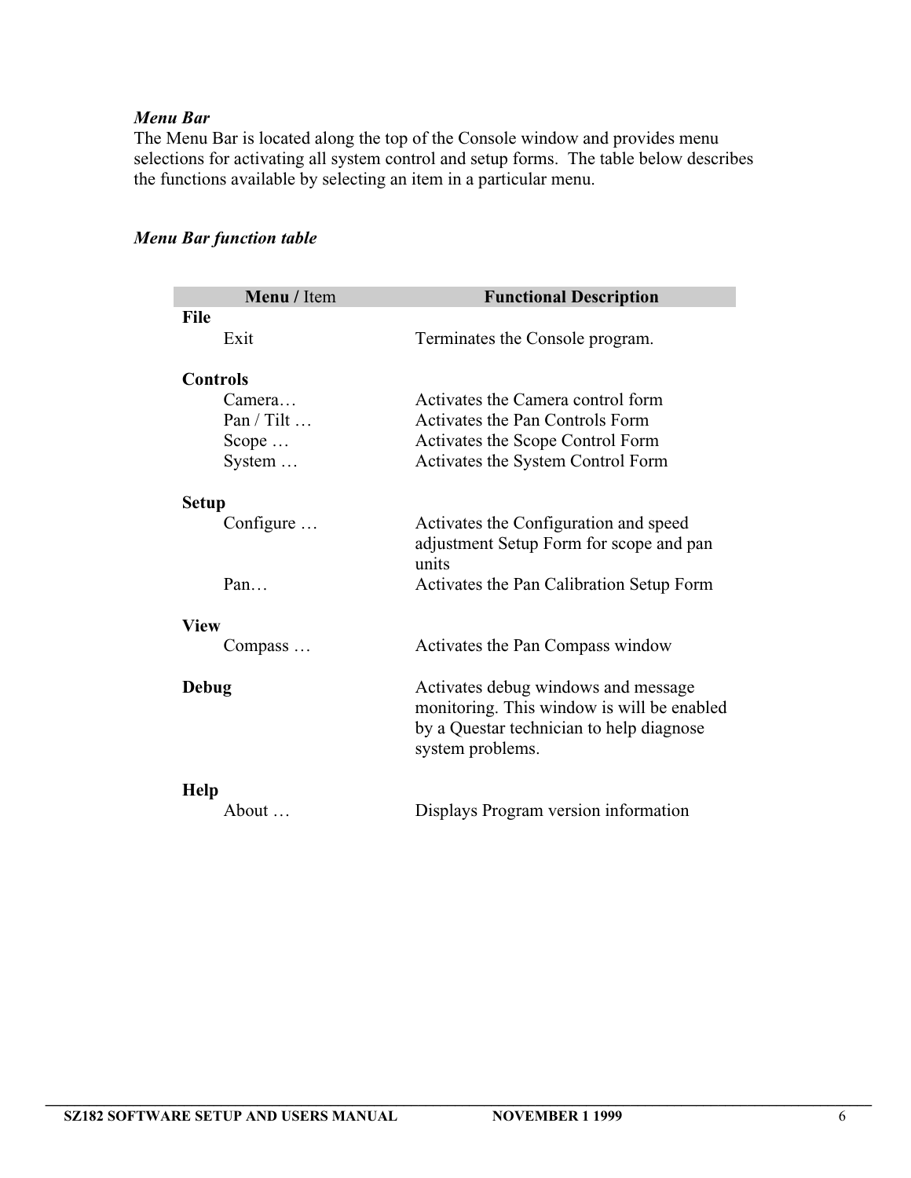***Menu Bar***

The Menu Bar is located along the top of the Console window and provides menu selections for activating all system control and setup forms. The table below describes the functions available by selecting an item in a particular menu.

***Menu Bar function table***

| **Menu /** Item | **Functional Description** |
| --- | --- |
| **File** | |
| Exit | Terminates the Console program. |
| **Controls** | |
| Camera… | Activates the Camera control form |
| Pan / Tilt … | Activates the Pan Controls Form |
| Scope … | Activates the Scope Control Form |
| System … | Activates the System Control Form |
| **Setup** | |
| Configure … | Activates the Configuration and speed adjustment Setup Form for scope and pan units |
| Pan… | Activates the Pan Calibration Setup Form |
| **View** | |
| Compass … | Activates the Pan Compass window |
| **Debug** | Activates debug windows and message monitoring. This window is will be enabled by a Questar technician to help diagnose system problems. |
| **Help** | |
| About … | Displays Program version information |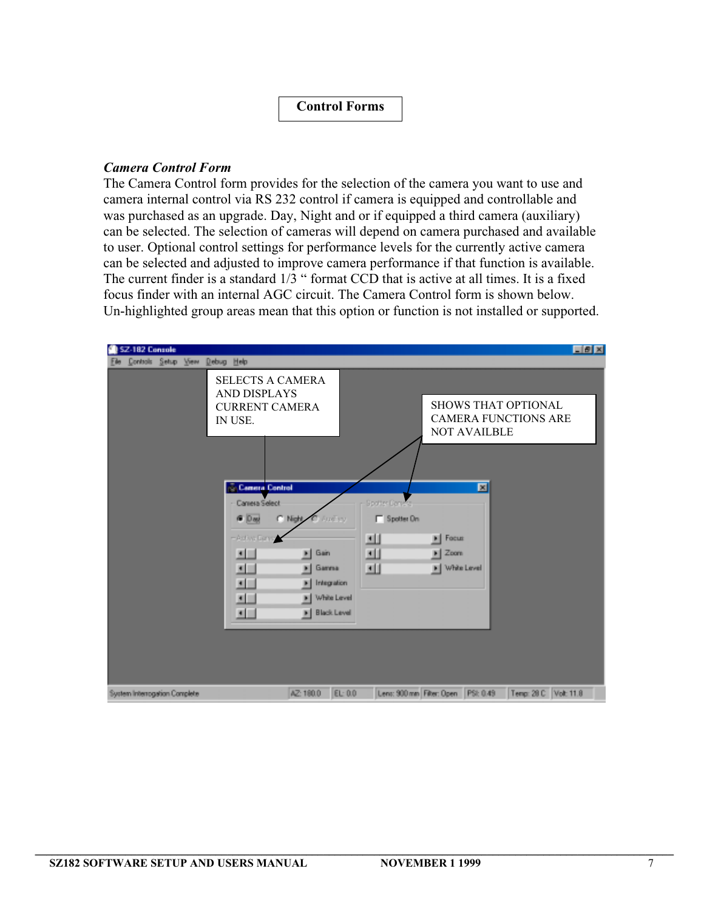# Control Forms

***Camera Control Form***

The Camera Control form provides for the selection of the camera you want to use and camera internal control via RS 232 control if camera is equipped and controllable and was purchased as an upgrade. Day, Night and or if equipped a third camera (auxiliary) can be selected. The selection of cameras will depend on camera purchased and available to user. Optional control settings for performance levels for the currently active camera can be selected and adjusted to improve camera performance if that function is available. The current finder is a standard 1/3 " format CCD that is active at all times. It is a fixed focus finder with an internal AGC circuit. The Camera Control form is shown below. Un-highlighted group areas mean that this option or function is not installed or supported.

SELECTS A CAMERA AND DISPLAYS CURRENT CAMERA IN USE.

SHOWS THAT OPTIONAL CAMERA FUNCTIONS ARE NOT AVAILBLE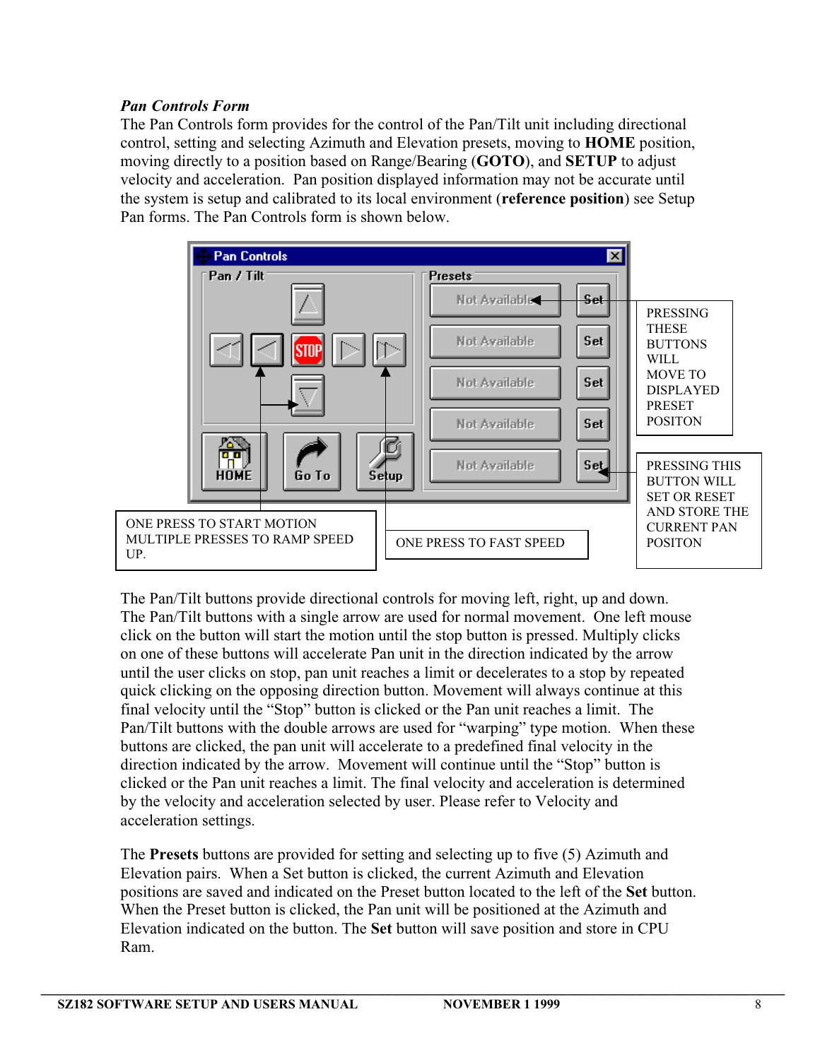***Pan Controls Form***

The Pan Controls form provides for the control of the Pan/Tilt unit including directional control, setting and selecting Azimuth and Elevation presets, moving to **HOME** position, moving directly to a position based on Range/Bearing (**GOTO**), and **SETUP** to adjust velocity and acceleration. Pan position displayed information may not be accurate until the system is setup and calibrated to its local environment (**reference position**) see Setup Pan forms. The Pan Controls form is shown below.

PRESSING THESE BUTTONS WILL MOVE TO DISPLAYED PRESET POSITON

PRESSING THIS BUTTON WILL SET OR RESET AND STORE THE CURRENT PAN POSITON

ONE PRESS TO START MOTION MULTIPLE PRESSES TO RAMP SPEED UP.

ONE PRESS TO FAST SPEED

The Pan/Tilt buttons provide directional controls for moving left, right, up and down. The Pan/Tilt buttons with a single arrow are used for normal movement. One left mouse click on the button will start the motion until the stop button is pressed. Multiply clicks on one of these buttons will accelerate Pan unit in the direction indicated by the arrow until the user clicks on stop, pan unit reaches a limit or decelerates to a stop by repeated quick clicking on the opposing direction button. Movement will always continue at this final velocity until the “Stop” button is clicked or the Pan unit reaches a limit. The Pan/Tilt buttons with the double arrows are used for “warping” type motion. When these buttons are clicked, the pan unit will accelerate to a predefined final velocity in the direction indicated by the arrow. Movement will continue until the “Stop” button is clicked or the Pan unit reaches a limit. The final velocity and acceleration is determined by the velocity and acceleration selected by user. Please refer to Velocity and acceleration settings.

The **Presets** buttons are provided for setting and selecting up to five (5) Azimuth and Elevation pairs. When a Set button is clicked, the current Azimuth and Elevation positions are saved and indicated on the Preset button located to the left of the **Set** button. When the Preset button is clicked, the Pan unit will be positioned at the Azimuth and Elevation indicated on the button. The **Set** button will save position and store in CPU Ram.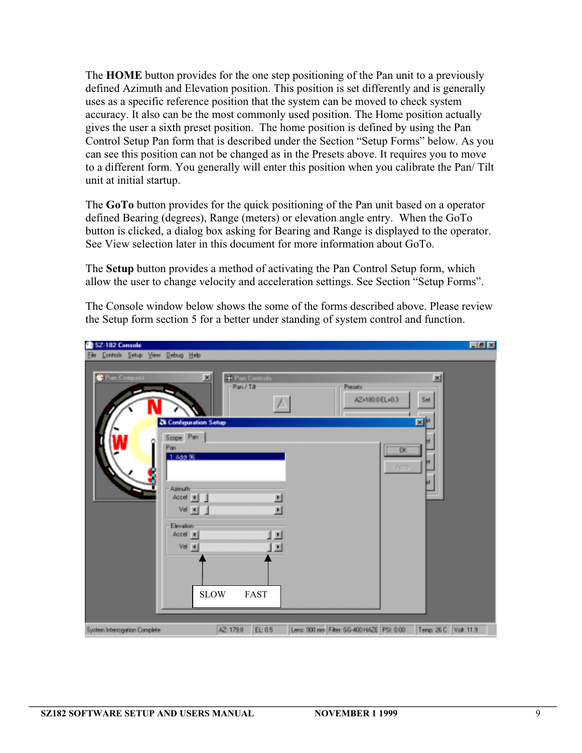The **HOME** button provides for the one step positioning of the Pan unit to a previously defined Azimuth and Elevation position. This position is set differently and is generally uses as a specific reference position that the system can be moved to check system accuracy. It also can be the most commonly used position. The Home position actually gives the user a sixth preset position. The home position is defined by using the Pan Control Setup Pan form that is described under the Section "Setup Forms" below. As you can see this position can not be changed as in the Presets above. It requires you to move to a different form. You generally will enter this position when you calibrate the Pan/ Tilt unit at initial startup.

The **GoTo** button provides for the quick positioning of the Pan unit based on a operator defined Bearing (degrees), Range (meters) or elevation angle entry. When the GoTo button is clicked, a dialog box asking for Bearing and Range is displayed to the operator. See View selection later in this document for more information about GoTo.

The **Setup** button provides a method of activating the Pan Control Setup form, which allow the user to change velocity and acceleration settings. See Section "Setup Forms".

The Console window below shows the some of the forms described above. Please review the Setup form section 5 for a better under standing of system control and function.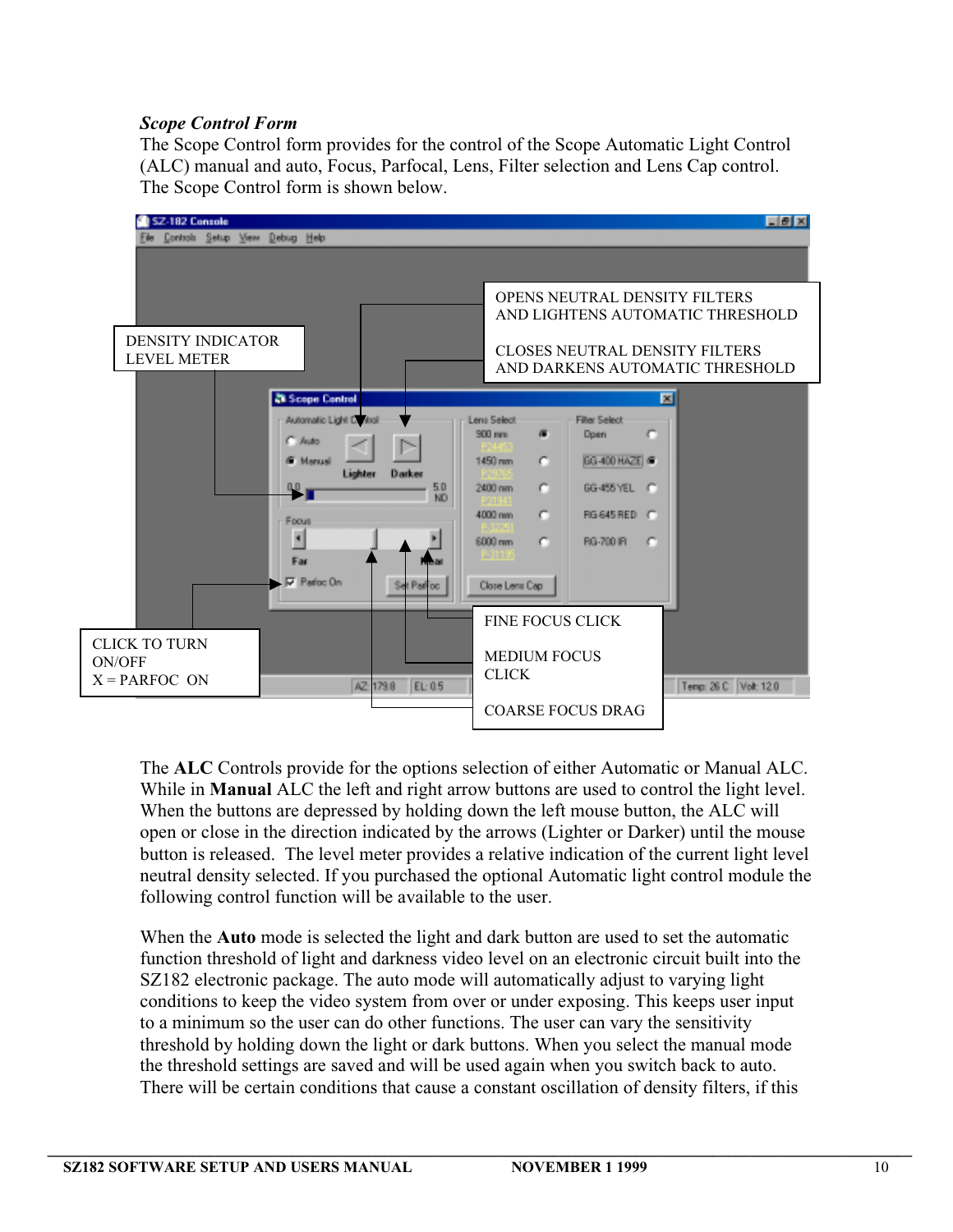***Scope Control Form***

The Scope Control form provides for the control of the Scope Automatic Light Control (ALC) manual and auto, Focus, Parfocal, Lens, Filter selection and Lens Cap control. The Scope Control form is shown below.

DENSITY INDICATOR LEVEL METER

OPENS NEUTRAL DENSITY FILTERS AND LIGHTENS AUTOMATIC THRESHOLD

CLOSES NEUTRAL DENSITY FILTERS AND DARKENS AUTOMATIC THRESHOLD

CLICK TO TURN ON/OFF
X = PARFOC ON

FINE FOCUS CLICK

MEDIUM FOCUS CLICK

COARSE FOCUS DRAG

The **ALC** Controls provide for the options selection of either Automatic or Manual ALC. While in **Manual** ALC the left and right arrow buttons are used to control the light level. When the buttons are depressed by holding down the left mouse button, the ALC will open or close in the direction indicated by the arrows (Lighter or Darker) until the mouse button is released. The level meter provides a relative indication of the current light level neutral density selected. If you purchased the optional Automatic light control module the following control function will be available to the user.

When the **Auto** mode is selected the light and dark button are used to set the automatic function threshold of light and darkness video level on an electronic circuit built into the SZ182 electronic package. The auto mode will automatically adjust to varying light conditions to keep the video system from over or under exposing. This keeps user input to a minimum so the user can do other functions. The user can vary the sensitivity threshold by holding down the light or dark buttons. When you select the manual mode the threshold settings are saved and will be used again when you switch back to auto. There will be certain conditions that cause a constant oscillation of density filters, if this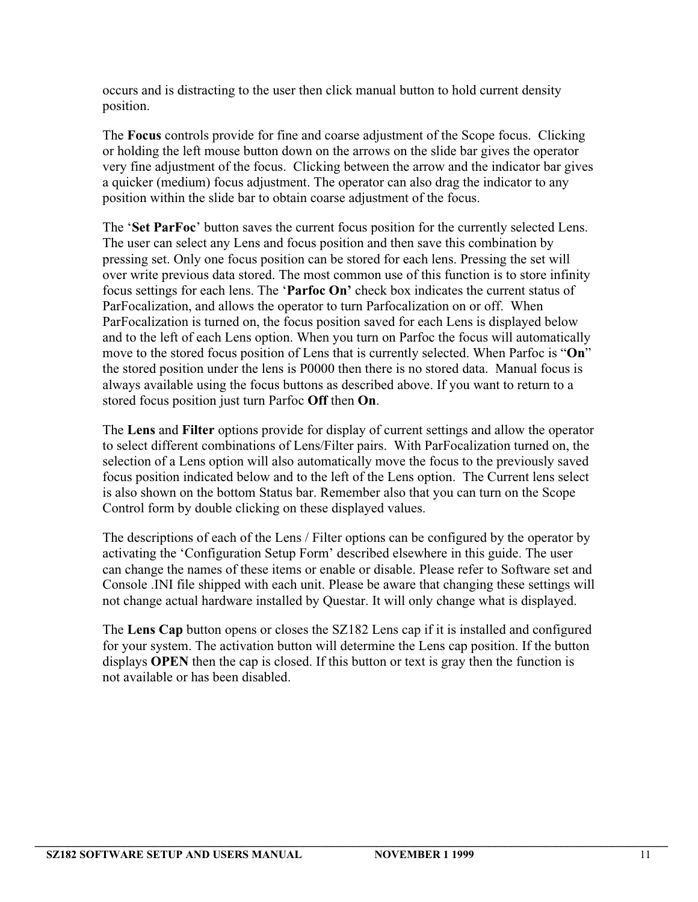occurs and is distracting to the user then click manual button to hold current density position.

The **Focus** controls provide for fine and coarse adjustment of the Scope focus. Clicking or holding the left mouse button down on the arrows on the slide bar gives the operator very fine adjustment of the focus. Clicking between the arrow and the indicator bar gives a quicker (medium) focus adjustment. The operator can also drag the indicator to any position within the slide bar to obtain coarse adjustment of the focus.

The '**Set ParFoc**' button saves the current focus position for the currently selected Lens. The user can select any Lens and focus position and then save this combination by pressing set. Only one focus position can be stored for each lens. Pressing the set will over write previous data stored. The most common use of this function is to store infinity focus settings for each lens. The '**Parfoc On'** check box indicates the current status of ParFocalization, and allows the operator to turn Parfocalization on or off. When ParFocalization is turned on, the focus position saved for each Lens is displayed below and to the left of each Lens option. When you turn on Parfoc the focus will automatically move to the stored focus position of Lens that is currently selected. When Parfoc is "**On**" the stored position under the lens is P0000 then there is no stored data. Manual focus is always available using the focus buttons as described above. If you want to return to a stored focus position just turn Parfoc **Off** then **On**.

The **Lens** and **Filter** options provide for display of current settings and allow the operator to select different combinations of Lens/Filter pairs. With ParFocalization turned on, the selection of a Lens option will also automatically move the focus to the previously saved focus position indicated below and to the left of the Lens option. The Current lens select is also shown on the bottom Status bar. Remember also that you can turn on the Scope Control form by double clicking on these displayed values.

The descriptions of each of the Lens / Filter options can be configured by the operator by activating the 'Configuration Setup Form' described elsewhere in this guide. The user can change the names of these items or enable or disable. Please refer to Software set and Console .INI file shipped with each unit. Please be aware that changing these settings will not change actual hardware installed by Questar. It will only change what is displayed.

The **Lens Cap** button opens or closes the SZ182 Lens cap if it is installed and configured for your system. The activation button will determine the Lens cap position. If the button displays **OPEN** then the cap is closed. If this button or text is gray then the function is not available or has been disabled.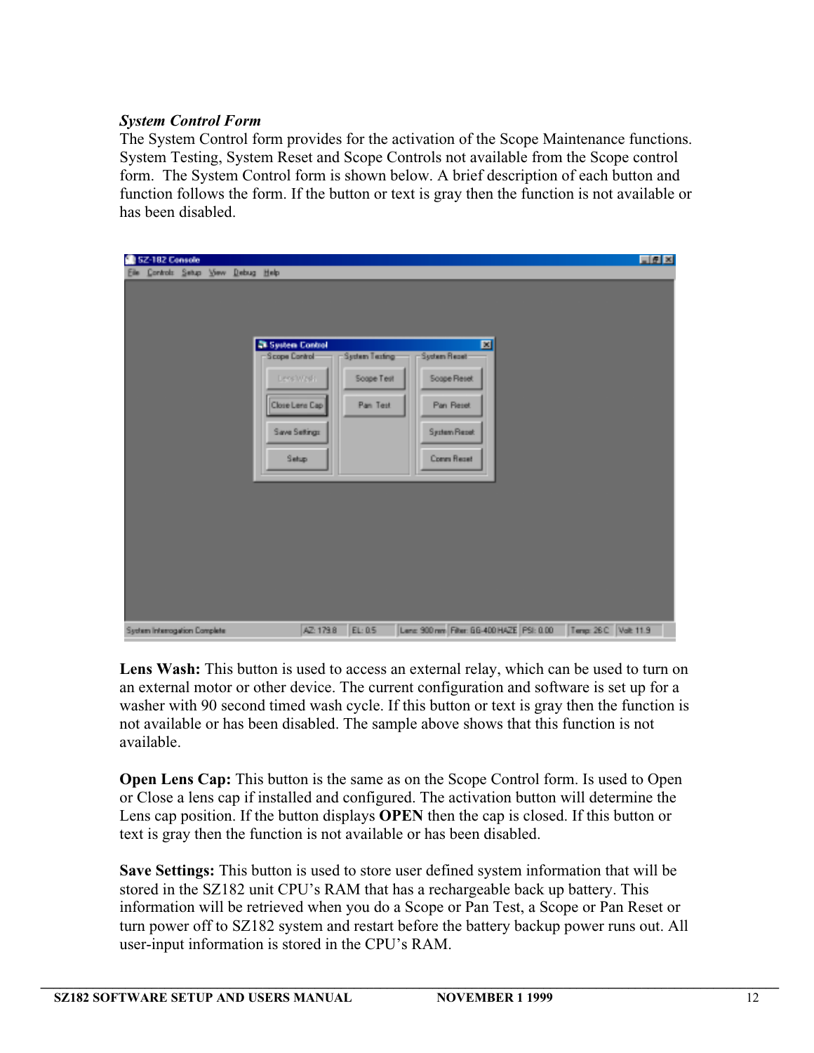***System Control Form***

The System Control form provides for the activation of the Scope Maintenance functions. System Testing, System Reset and Scope Controls not available from the Scope control form. The System Control form is shown below. A brief description of each button and function follows the form. If the button or text is gray then the function is not available or has been disabled.

**Lens Wash:** This button is used to access an external relay, which can be used to turn on an external motor or other device. The current configuration and software is set up for a washer with 90 second timed wash cycle. If this button or text is gray then the function is not available or has been disabled. The sample above shows that this function is not available.

**Open Lens Cap:** This button is the same as on the Scope Control form. Is used to Open or Close a lens cap if installed and configured. The activation button will determine the Lens cap position. If the button displays **OPEN** then the cap is closed. If this button or text is gray then the function is not available or has been disabled.

**Save Settings:** This button is used to store user defined system information that will be stored in the SZ182 unit CPU's RAM that has a rechargeable back up battery. This information will be retrieved when you do a Scope or Pan Test, a Scope or Pan Reset or turn power off to SZ182 system and restart before the battery backup power runs out. All user-input information is stored in the CPU's RAM.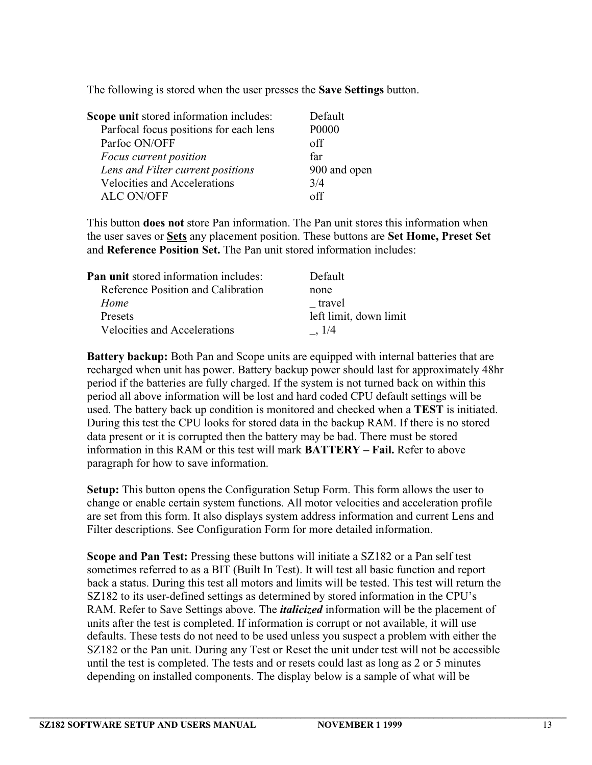The following is stored when the user presses the **Save Settings** button.

| **Scope unit** stored information includes: | Default |
|---|---|
| Parfocal focus positions for each lens | P0000 |
| Parfoc ON/OFF | off |
| *Focus current position* | far |
| *Lens and Filter current positions* | 900 and open |
| Velocities and Accelerations | 3/4 |
| ALC ON/OFF | off |

This button **does not** store Pan information. The Pan unit stores this information when the user saves or **<u>Sets</u>** any placement position. These buttons are **Set Home, Preset Set** and **Reference Position Set.** The Pan unit stored information includes:

| **Pan unit** stored information includes: | Default |
|---|---|
| Reference Position and Calibration | none |
| *Home* | _ travel |
| Presets | left limit, down limit |
| Velocities and Accelerations | _, 1/4 |

**Battery backup:** Both Pan and Scope units are equipped with internal batteries that are recharged when unit has power. Battery backup power should last for approximately 48hr period if the batteries are fully charged. If the system is not turned back on within this period all above information will be lost and hard coded CPU default settings will be used. The battery back up condition is monitored and checked when a **TEST** is initiated. During this test the CPU looks for stored data in the backup RAM. If there is no stored data present or it is corrupted then the battery may be bad. There must be stored information in this RAM or this test will mark **BATTERY – Fail.** Refer to above paragraph for how to save information.

**Setup:** This button opens the Configuration Setup Form. This form allows the user to change or enable certain system functions. All motor velocities and acceleration profile are set from this form. It also displays system address information and current Lens and Filter descriptions. See Configuration Form for more detailed information.

**Scope and Pan Test:** Pressing these buttons will initiate a SZ182 or a Pan self test sometimes referred to as a BIT (Built In Test). It will test all basic function and report back a status. During this test all motors and limits will be tested. This test will return the SZ182 to its user-defined settings as determined by stored information in the CPU's RAM. Refer to Save Settings above. The ***italicized*** information will be the placement of units after the test is completed. If information is corrupt or not available, it will use defaults. These tests do not need to be used unless you suspect a problem with either the SZ182 or the Pan unit. During any Test or Reset the unit under test will not be accessible until the test is completed. The tests and or resets could last as long as 2 or 5 minutes depending on installed components. The display below is a sample of what will be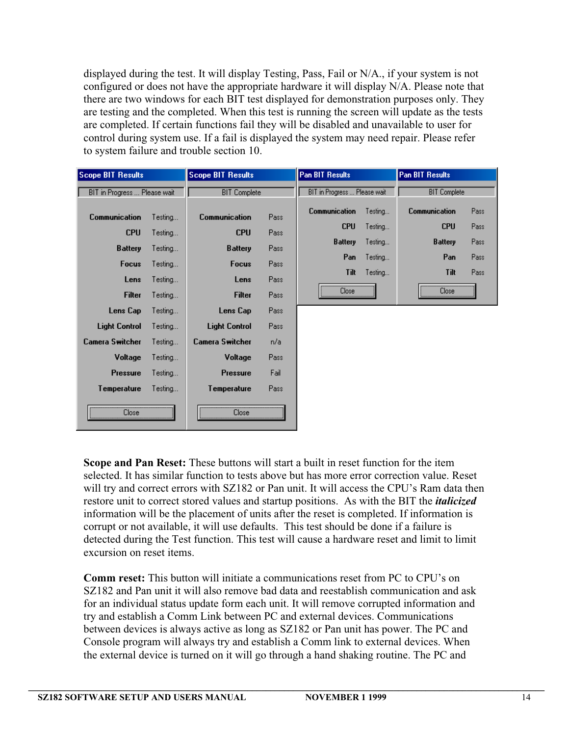displayed during the test. It will display Testing, Pass, Fail or N/A., if your system is not configured or does not have the appropriate hardware it will display N/A. Please note that there are two windows for each BIT test displayed for demonstration purposes only. They are testing and the completed. When this test is running the screen will update as the tests are completed. If certain functions fail they will be disabled and unavailable to user for control during system use. If a fail is displayed the system may need repair. Please refer to system failure and trouble section 10.

**Scope BIT Results** — BIT in Progress ... Please wait

| Item | Status |
|---|---|
| Communication | Testing... |
| CPU | Testing... |
| Battery | Testing... |
| Focus | Testing... |
| Lens | Testing... |
| Filter | Testing... |
| Lens Cap | Testing... |
| Light Control | Testing... |
| Camera Switcher | Testing... |
| Voltage | Testing... |
| Pressure | Testing... |
| Temperature | Testing... |

Close

**Scope BIT Results** — BIT Complete

| Item | Status |
|---|---|
| Communication | Pass |
| CPU | Pass |
| Battery | Pass |
| Focus | Pass |
| Lens | Pass |
| Filter | Pass |
| Lens Cap | Pass |
| Light Control | Pass |
| Camera Switcher | n/a |
| Voltage | Pass |
| Pressure | Fail |
| Temperature | Pass |

Close

**Pan BIT Results** — BIT in Progress ... Please wait

| Item | Status |
|---|---|
| Communication | Testing... |
| CPU | Testing... |
| Battery | Testing... |
| Pan | Testing... |
| Tilt | Testing... |

Close

**Pan BIT Results** — BIT Complete

| Item | Status |
|---|---|
| Communication | Pass |
| CPU | Pass |
| Battery | Pass |
| Pan | Pass |
| Tilt | Pass |

Close

**Scope and Pan Reset:** These buttons will start a built in reset function for the item selected. It has similar function to tests above but has more error correction value. Reset will try and correct errors with SZ182 or Pan unit. It will access the CPU's Ram data then restore unit to correct stored values and startup positions. As with the BIT the ***italicized*** information will be the placement of units after the reset is completed. If information is corrupt or not available, it will use defaults. This test should be done if a failure is detected during the Test function. This test will cause a hardware reset and limit to limit excursion on reset items.

**Comm reset:** This button will initiate a communications reset from PC to CPU's on SZ182 and Pan unit it will also remove bad data and reestablish communication and ask for an individual status update form each unit. It will remove corrupted information and try and establish a Comm Link between PC and external devices. Communications between devices is always active as long as SZ182 or Pan unit has power. The PC and Console program will always try and establish a Comm link to external devices. When the external device is turned on it will go through a hand shaking routine. The PC and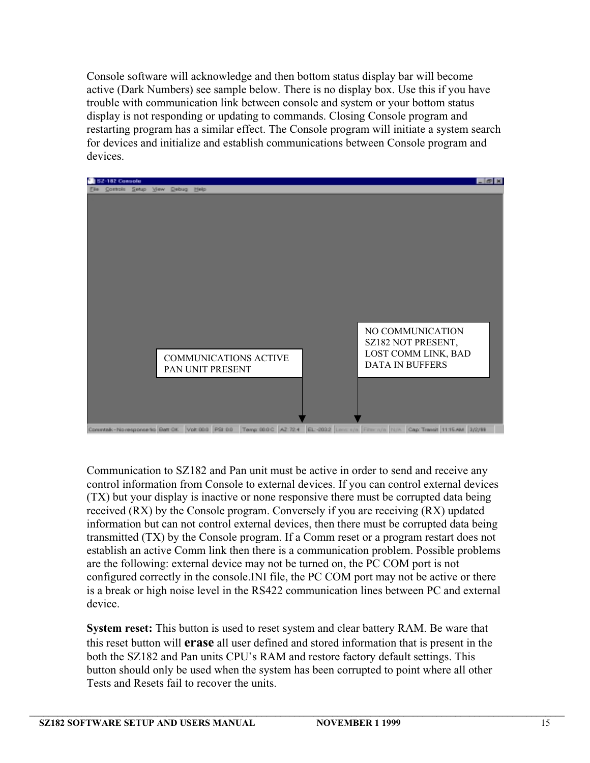Console software will acknowledge and then bottom status display bar will become active (Dark Numbers) see sample below. There is no display box. Use this if you have trouble with communication link between console and system or your bottom status display is not responding or updating to commands. Closing Console program and restarting program has a similar effect. The Console program will initiate a system search for devices and initialize and establish communications between Console program and devices.

COMMUNICATIONS ACTIVE
PAN UNIT PRESENT

NO COMMUNICATION
SZ182 NOT PRESENT,
LOST COMM LINK, BAD
DATA IN BUFFERS

Communication to SZ182 and Pan unit must be active in order to send and receive any control information from Console to external devices. If you can control external devices (TX) but your display is inactive or none responsive there must be corrupted data being received (RX) by the Console program. Conversely if you are receiving (RX) updated information but can not control external devices, then there must be corrupted data being transmitted (TX) by the Console program. If a Comm reset or a program restart does not establish an active Comm link then there is a communication problem. Possible problems are the following: external device may not be turned on, the PC COM port is not configured correctly in the console.INI file, the PC COM port may not be active or there is a break or high noise level in the RS422 communication lines between PC and external device.

**System reset:** This button is used to reset system and clear battery RAM. Be ware that this reset button will **erase** all user defined and stored information that is present in the both the SZ182 and Pan units CPU's RAM and restore factory default settings. This button should only be used when the system has been corrupted to point where all other Tests and Resets fail to recover the units.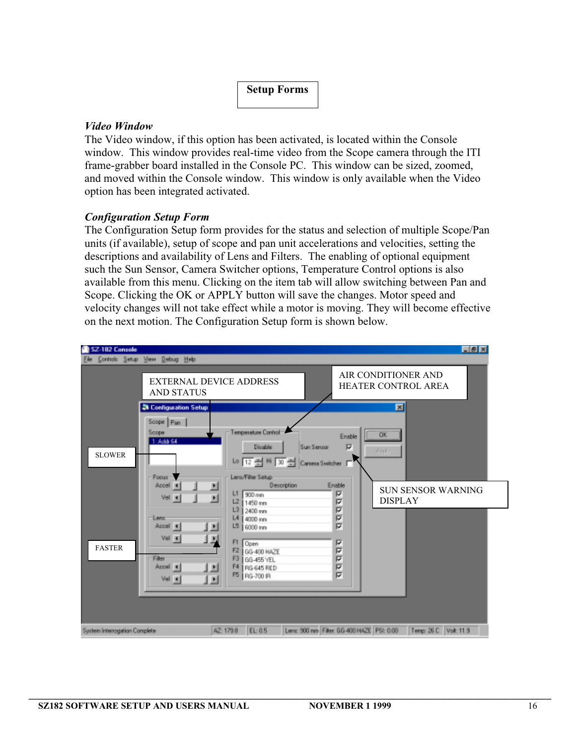## Setup Forms

### *Video Window*

The Video window, if this option has been activated, is located within the Console window. This window provides real-time video from the Scope camera through the ITI frame-grabber board installed in the Console PC. This window can be sized, zoomed, and moved within the Console window. This window is only available when the Video option has been integrated activated.

### *Configuration Setup Form*

The Configuration Setup form provides for the status and selection of multiple Scope/Pan units (if available), setup of scope and pan unit accelerations and velocities, setting the descriptions and availability of Lens and Filters. The enabling of optional equipment such the Sun Sensor, Camera Switcher options, Temperature Control options is also available from this menu. Clicking on the item tab will allow switching between Pan and Scope. Clicking the OK or APPLY button will save the changes. Motor speed and velocity changes will not take effect while a motor is moving. They will become effective on the next motion. The Configuration Setup form is shown below.

EXTERNAL DEVICE ADDRESS AND STATUS

AIR CONDITIONER AND HEATER CONTROL AREA

SLOWER

FASTER

SUN SENSOR WARNING DISPLAY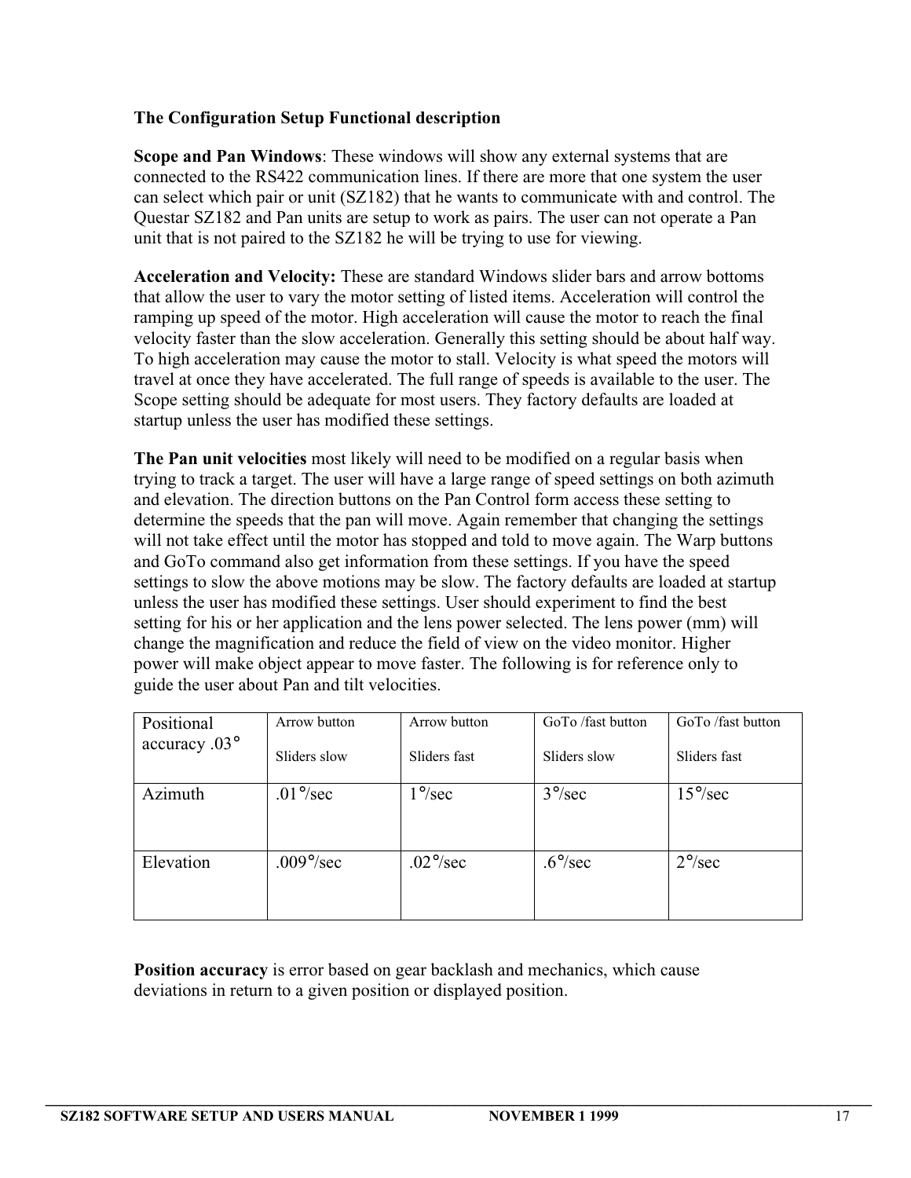**The Configuration Setup Functional description**

**Scope and Pan Windows**: These windows will show any external systems that are connected to the RS422 communication lines. If there are more that one system the user can select which pair or unit (SZ182) that he wants to communicate with and control. The Questar SZ182 and Pan units are setup to work as pairs. The user can not operate a Pan unit that is not paired to the SZ182 he will be trying to use for viewing.

**Acceleration and Velocity:** These are standard Windows slider bars and arrow bottoms that allow the user to vary the motor setting of listed items. Acceleration will control the ramping up speed of the motor. High acceleration will cause the motor to reach the final velocity faster than the slow acceleration. Generally this setting should be about half way. To high acceleration may cause the motor to stall. Velocity is what speed the motors will travel at once they have accelerated. The full range of speeds is available to the user. The Scope setting should be adequate for most users. They factory defaults are loaded at startup unless the user has modified these settings.

**The Pan unit velocities** most likely will need to be modified on a regular basis when trying to track a target. The user will have a large range of speed settings on both azimuth and elevation. The direction buttons on the Pan Control form access these setting to determine the speeds that the pan will move. Again remember that changing the settings will not take effect until the motor has stopped and told to move again. The Warp buttons and GoTo command also get information from these settings. If you have the speed settings to slow the above motions may be slow. The factory defaults are loaded at startup unless the user has modified these settings. User should experiment to find the best setting for his or her application and the lens power selected. The lens power (mm) will change the magnification and reduce the field of view on the video monitor. Higher power will make object appear to move faster. The following is for reference only to guide the user about Pan and tilt velocities.

| Positional accuracy .03° | Arrow button<br>Sliders slow | Arrow button<br>Sliders fast | GoTo /fast button<br>Sliders slow | GoTo /fast button<br>Sliders fast |
|---|---|---|---|---|
| Azimuth | .01°/sec | 1°/sec | 3°/sec | 15°/sec |
| Elevation | .009°/sec | .02°/sec | .6°/sec | 2°/sec |

**Position accuracy** is error based on gear backlash and mechanics, which cause deviations in return to a given position or displayed position.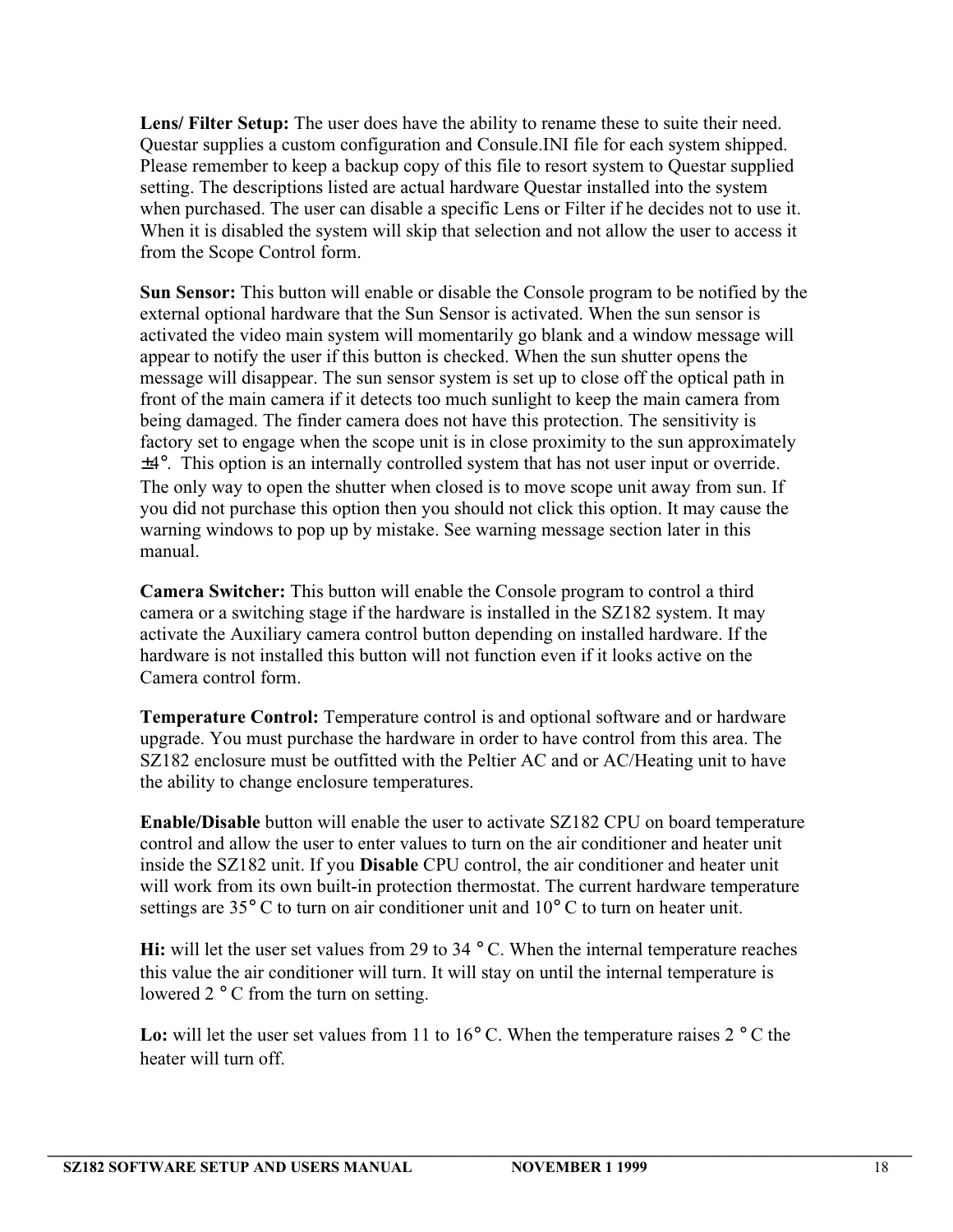**Lens/ Filter Setup:** The user does have the ability to rename these to suite their need. Questar supplies a custom configuration and Consule.INI file for each system shipped. Please remember to keep a backup copy of this file to resort system to Questar supplied setting. The descriptions listed are actual hardware Questar installed into the system when purchased. The user can disable a specific Lens or Filter if he decides not to use it. When it is disabled the system will skip that selection and not allow the user to access it from the Scope Control form.

**Sun Sensor:** This button will enable or disable the Console program to be notified by the external optional hardware that the Sun Sensor is activated. When the sun sensor is activated the video main system will momentarily go blank and a window message will appear to notify the user if this button is checked. When the sun shutter opens the message will disappear. The sun sensor system is set up to close off the optical path in front of the main camera if it detects too much sunlight to keep the main camera from being damaged. The finder camera does not have this protection. The sensitivity is factory set to engage when the scope unit is in close proximity to the sun approximately ±4°. This option is an internally controlled system that has not user input or override. The only way to open the shutter when closed is to move scope unit away from sun. If you did not purchase this option then you should not click this option. It may cause the warning windows to pop up by mistake. See warning message section later in this manual.

**Camera Switcher:** This button will enable the Console program to control a third camera or a switching stage if the hardware is installed in the SZ182 system. It may activate the Auxiliary camera control button depending on installed hardware. If the hardware is not installed this button will not function even if it looks active on the Camera control form.

**Temperature Control:** Temperature control is and optional software and or hardware upgrade. You must purchase the hardware in order to have control from this area. The SZ182 enclosure must be outfitted with the Peltier AC and or AC/Heating unit to have the ability to change enclosure temperatures.

**Enable/Disable** button will enable the user to activate SZ182 CPU on board temperature control and allow the user to enter values to turn on the air conditioner and heater unit inside the SZ182 unit. If you **Disable** CPU control, the air conditioner and heater unit will work from its own built-in protection thermostat. The current hardware temperature settings are 35° C to turn on air conditioner unit and 10° C to turn on heater unit.

**Hi:** will let the user set values from 29 to 34 ° C. When the internal temperature reaches this value the air conditioner will turn. It will stay on until the internal temperature is lowered 2 ° C from the turn on setting.

**Lo:** will let the user set values from 11 to 16° C. When the temperature raises 2 ° C the heater will turn off.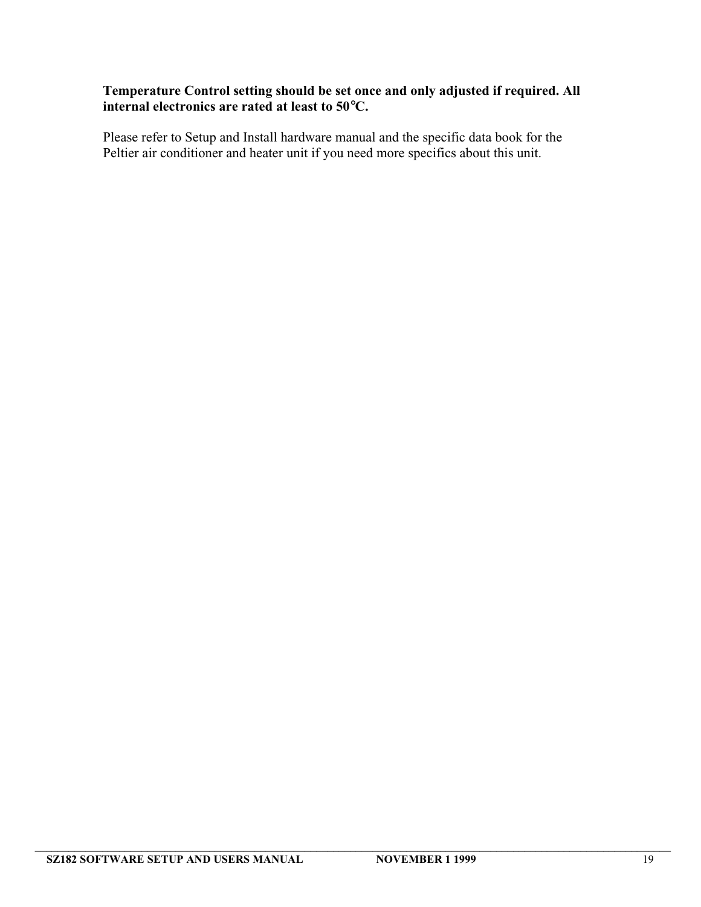**Temperature Control setting should be set once and only adjusted if required. All internal electronics are rated at least to 50°C.**

Please refer to Setup and Install hardware manual and the specific data book for the Peltier air conditioner and heater unit if you need more specifics about this unit.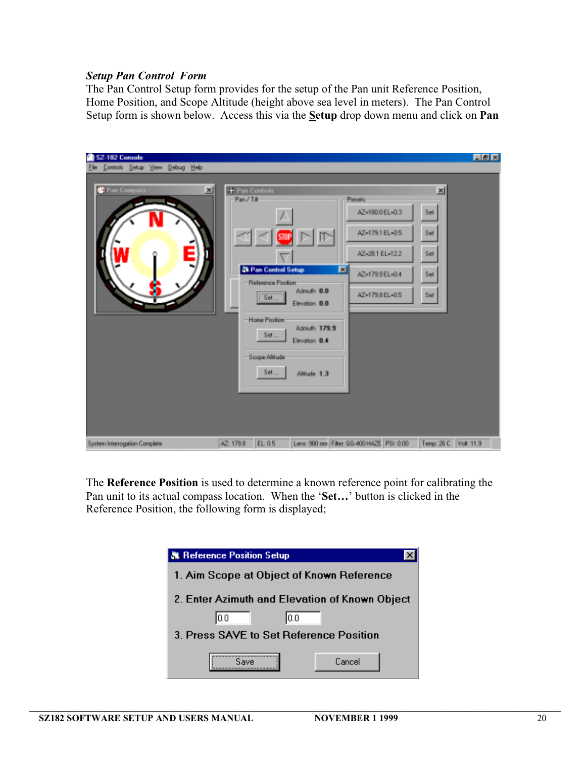***Setup Pan Control Form***

The Pan Control Setup form provides for the setup of the Pan unit Reference Position, Home Position, and Scope Altitude (height above sea level in meters). The Pan Control Setup form is shown below. Access this via the **Setup** drop down menu and click on **Pan**

The **Reference Position** is used to determine a known reference point for calibrating the Pan unit to its actual compass location. When the '**Set…**' button is clicked in the Reference Position, the following form is displayed;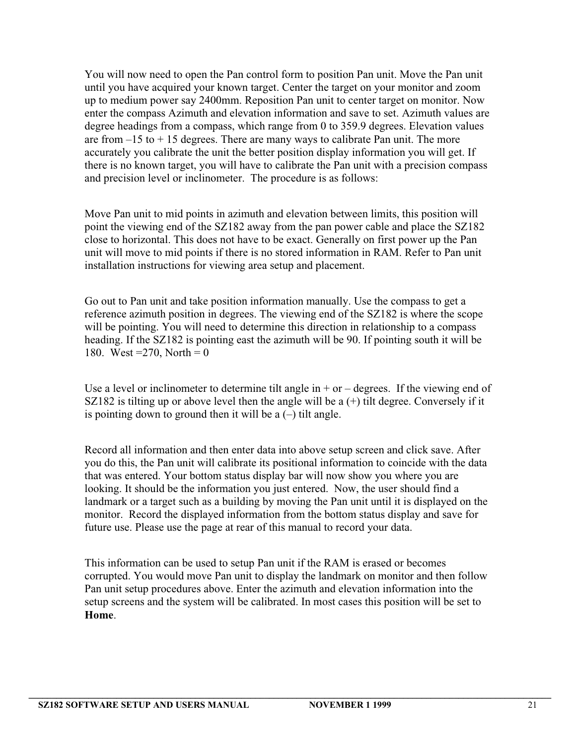You will now need to open the Pan control form to position Pan unit. Move the Pan unit until you have acquired your known target. Center the target on your monitor and zoom up to medium power say 2400mm. Reposition Pan unit to center target on monitor. Now enter the compass Azimuth and elevation information and save to set. Azimuth values are degree headings from a compass, which range from 0 to 359.9 degrees. Elevation values are from –15 to + 15 degrees. There are many ways to calibrate Pan unit. The more accurately you calibrate the unit the better position display information you will get. If there is no known target, you will have to calibrate the Pan unit with a precision compass and precision level or inclinometer. The procedure is as follows:

Move Pan unit to mid points in azimuth and elevation between limits, this position will point the viewing end of the SZ182 away from the pan power cable and place the SZ182 close to horizontal. This does not have to be exact. Generally on first power up the Pan unit will move to mid points if there is no stored information in RAM. Refer to Pan unit installation instructions for viewing area setup and placement.

Go out to Pan unit and take position information manually. Use the compass to get a reference azimuth position in degrees. The viewing end of the SZ182 is where the scope will be pointing. You will need to determine this direction in relationship to a compass heading. If the SZ182 is pointing east the azimuth will be 90. If pointing south it will be 180. West =270, North = 0

Use a level or inclinometer to determine tilt angle in + or – degrees. If the viewing end of SZ182 is tilting up or above level then the angle will be a (+) tilt degree. Conversely if it is pointing down to ground then it will be a (–) tilt angle.

Record all information and then enter data into above setup screen and click save. After you do this, the Pan unit will calibrate its positional information to coincide with the data that was entered. Your bottom status display bar will now show you where you are looking. It should be the information you just entered. Now, the user should find a landmark or a target such as a building by moving the Pan unit until it is displayed on the monitor. Record the displayed information from the bottom status display and save for future use. Please use the page at rear of this manual to record your data.

This information can be used to setup Pan unit if the RAM is erased or becomes corrupted. You would move Pan unit to display the landmark on monitor and then follow Pan unit setup procedures above. Enter the azimuth and elevation information into the setup screens and the system will be calibrated. In most cases this position will be set to **Home**.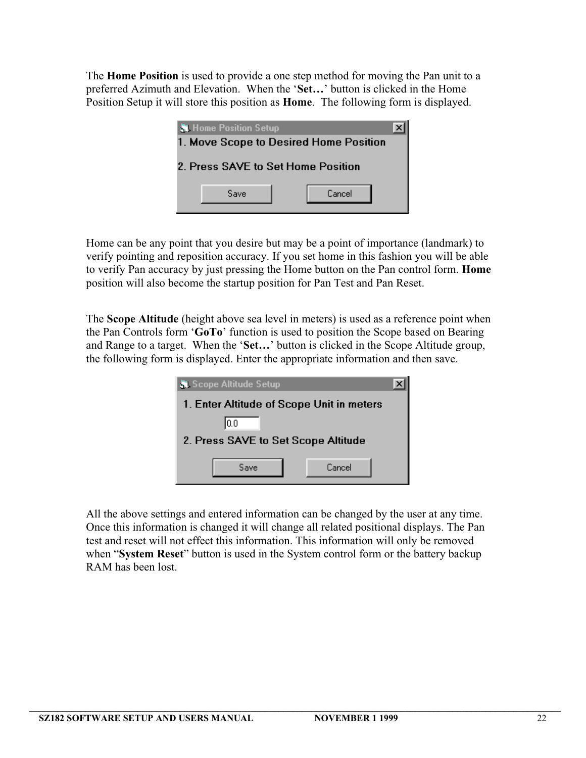The **Home Position** is used to provide a one step method for moving the Pan unit to a preferred Azimuth and Elevation. When the '**Set…**' button is clicked in the Home Position Setup it will store this position as **Home**. The following form is displayed.

Home Position Setup

1. Move Scope to Desired Home Position

2. Press SAVE to Set Home Position

Save Cancel

Home can be any point that you desire but may be a point of importance (landmark) to verify pointing and reposition accuracy. If you set home in this fashion you will be able to verify Pan accuracy by just pressing the Home button on the Pan control form. **Home** position will also become the startup position for Pan Test and Pan Reset.

The **Scope Altitude** (height above sea level in meters) is used as a reference point when the Pan Controls form '**GoTo**' function is used to position the Scope based on Bearing and Range to a target. When the '**Set…**' button is clicked in the Scope Altitude group, the following form is displayed. Enter the appropriate information and then save.

Scope Altitude Setup

1. Enter Altitude of Scope Unit in meters

0.0

2. Press SAVE to Set Scope Altitude

Save Cancel

All the above settings and entered information can be changed by the user at any time. Once this information is changed it will change all related positional displays. The Pan test and reset will not effect this information. This information will only be removed when "**System Reset**" button is used in the System control form or the battery backup RAM has been lost.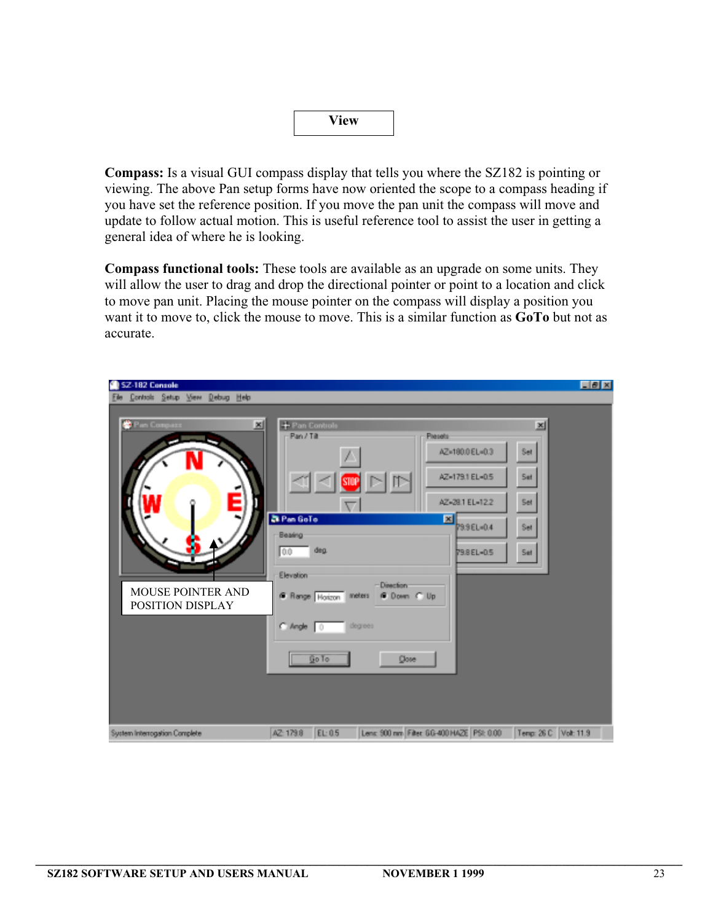# View

**Compass:** Is a visual GUI compass display that tells you where the SZ182 is pointing or viewing. The above Pan setup forms have now oriented the scope to a compass heading if you have set the reference position. If you move the pan unit the compass will move and update to follow actual motion. This is useful reference tool to assist the user in getting a general idea of where he is looking.

**Compass functional tools:** These tools are available as an upgrade on some units. They will allow the user to drag and drop the directional pointer or point to a location and click to move pan unit. Placing the mouse pointer on the compass will display a position you want it to move to, click the mouse to move. This is a similar function as **GoTo** but not as accurate.

MOUSE POINTER AND POSITION DISPLAY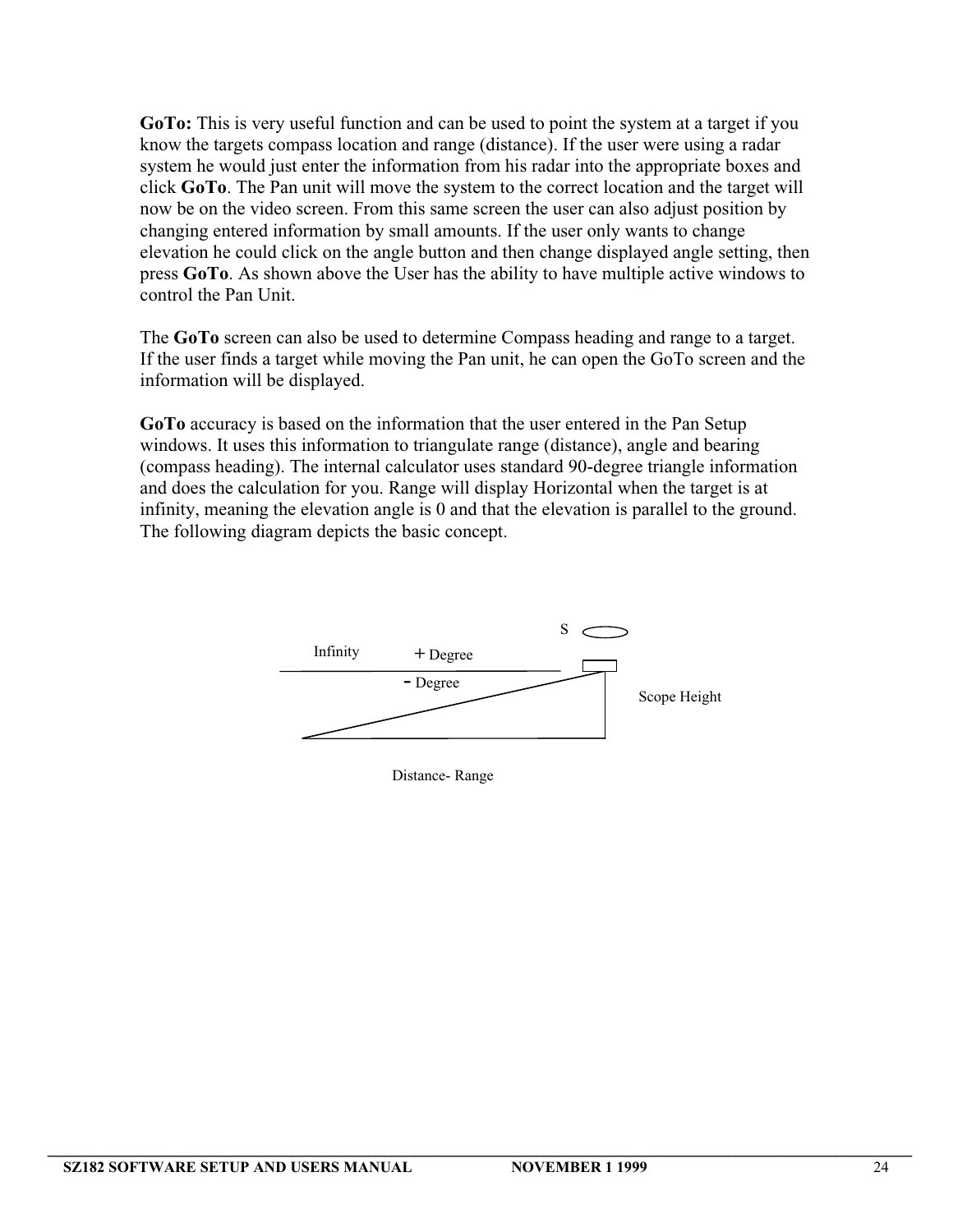**GoTo:** This is very useful function and can be used to point the system at a target if you know the targets compass location and range (distance). If the user were using a radar system he would just enter the information from his radar into the appropriate boxes and click **GoTo**. The Pan unit will move the system to the correct location and the target will now be on the video screen. From this same screen the user can also adjust position by changing entered information by small amounts. If the user only wants to change elevation he could click on the angle button and then change displayed angle setting, then press **GoTo**. As shown above the User has the ability to have multiple active windows to control the Pan Unit.

The **GoTo** screen can also be used to determine Compass heading and range to a target. If the user finds a target while moving the Pan unit, he can open the GoTo screen and the information will be displayed.

**GoTo** accuracy is based on the information that the user entered in the Pan Setup windows. It uses this information to triangulate range (distance), angle and bearing (compass heading). The internal calculator uses standard 90-degree triangle information and does the calculation for you. Range will display Horizontal when the target is at infinity, meaning the elevation angle is 0 and that the elevation is parallel to the ground. The following diagram depicts the basic concept.

S

Infinity + Degree

- Degree

Scope Height

Distance- Range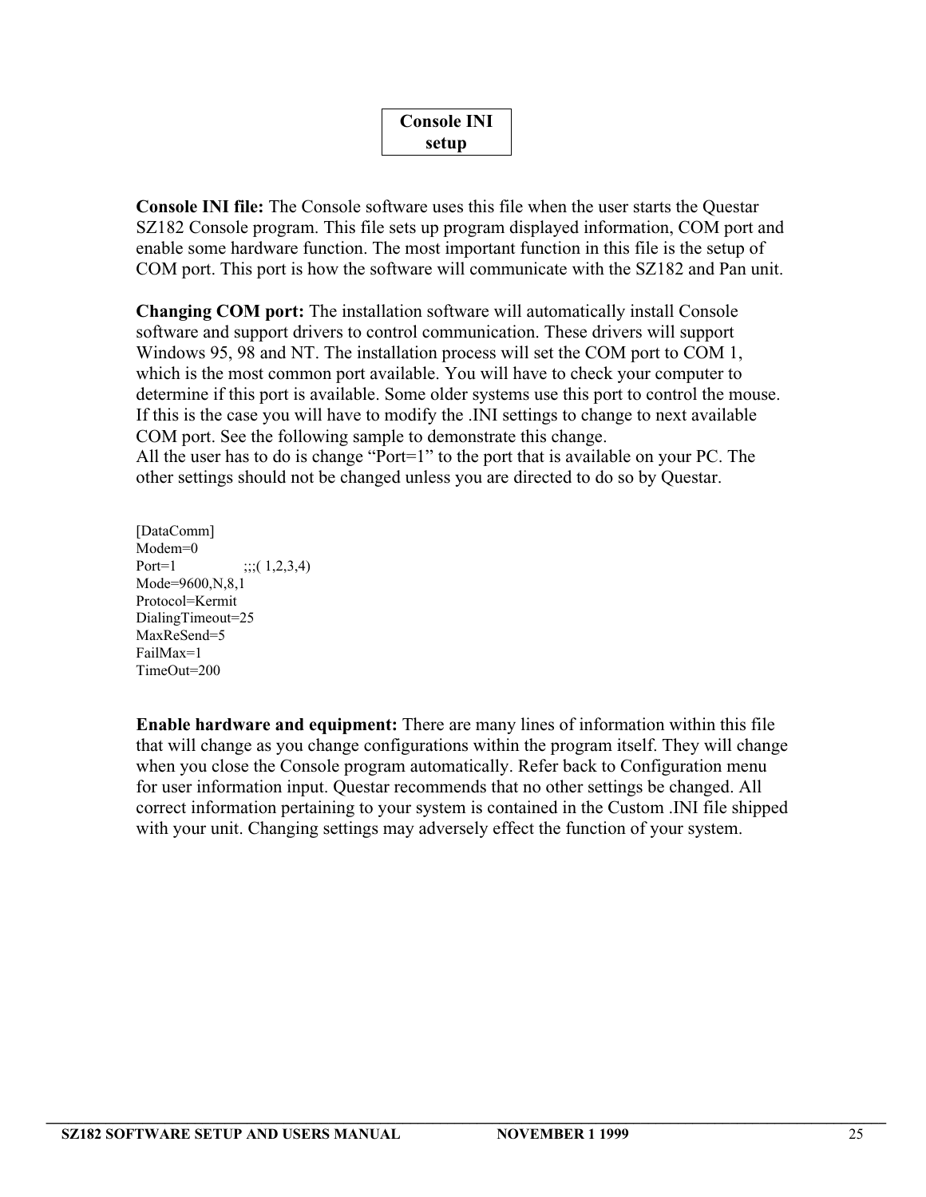# Console INI setup

**Console INI file:** The Console software uses this file when the user starts the Questar SZ182 Console program. This file sets up program displayed information, COM port and enable some hardware function. The most important function in this file is the setup of COM port. This port is how the software will communicate with the SZ182 and Pan unit.

**Changing COM port:** The installation software will automatically install Console software and support drivers to control communication. These drivers will support Windows 95, 98 and NT. The installation process will set the COM port to COM 1, which is the most common port available. You will have to check your computer to determine if this port is available. Some older systems use this port to control the mouse. If this is the case you will have to modify the .INI settings to change to next available COM port. See the following sample to demonstrate this change.
All the user has to do is change "Port=1" to the port that is available on your PC. The other settings should not be changed unless you are directed to do so by Questar.

```
[DataComm]
Modem=0
Port=1              ;;;( 1,2,3,4)
Mode=9600,N,8,1
Protocol=Kermit
DialingTimeout=25
MaxReSend=5
FailMax=1
TimeOut=200
```

**Enable hardware and equipment:** There are many lines of information within this file that will change as you change configurations within the program itself. They will change when you close the Console program automatically. Refer back to Configuration menu for user information input. Questar recommends that no other settings be changed. All correct information pertaining to your system is contained in the Custom .INI file shipped with your unit. Changing settings may adversely effect the function of your system.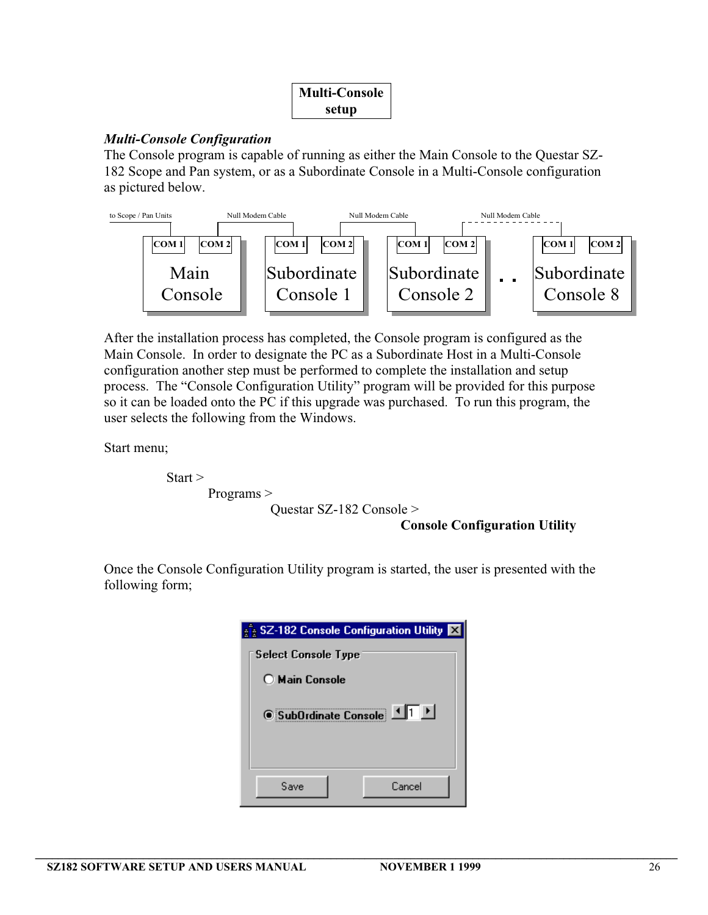**Multi-Console setup**

### *Multi-Console Configuration*

The Console program is capable of running as either the Main Console to the Questar SZ-182 Scope and Pan system, or as a Subordinate Console in a Multi-Console configuration as pictured below.

to Scope / Pan Units | Null Modem Cable | Null Modem Cable | Null Modem Cable

| COM 1 | COM 2 | | COM 1 | COM 2 | | COM 1 | COM 2 | | COM 1 | COM 2 |
|---|---|---|---|---|---|---|---|---|---|---|
| Main Console | | | Subordinate Console 1 | | | Subordinate Console 2 | | . . | Subordinate Console 8 | |

After the installation process has completed, the Console program is configured as the Main Console. In order to designate the PC as a Subordinate Host in a Multi-Console configuration another step must be performed to complete the installation and setup process. The "Console Configuration Utility" program will be provided for this purpose so it can be loaded onto the PC if this upgrade was purchased. To run this program, the user selects the following from the Windows.

Start menu;

Start >
Programs >
Questar SZ-182 Console >
**Console Configuration Utility**

Once the Console Configuration Utility program is started, the user is presented with the following form;

SZ-182 Console Configuration Utility

Select Console Type

- Main Console
- SubOrdinate Console 1

Save | Cancel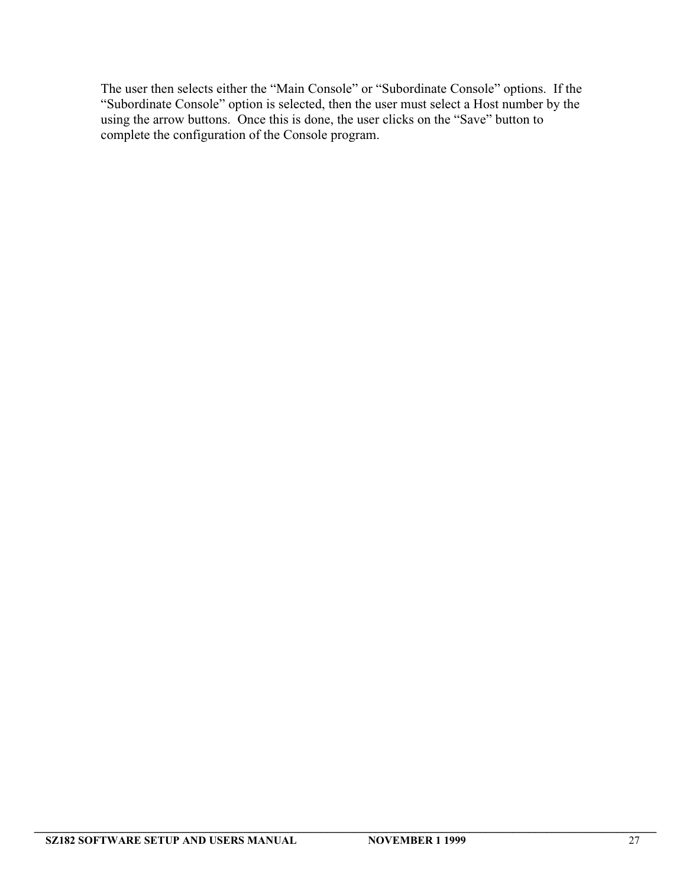The user then selects either the "Main Console" or "Subordinate Console" options. If the "Subordinate Console" option is selected, then the user must select a Host number by the using the arrow buttons. Once this is done, the user clicks on the "Save" button to complete the configuration of the Console program.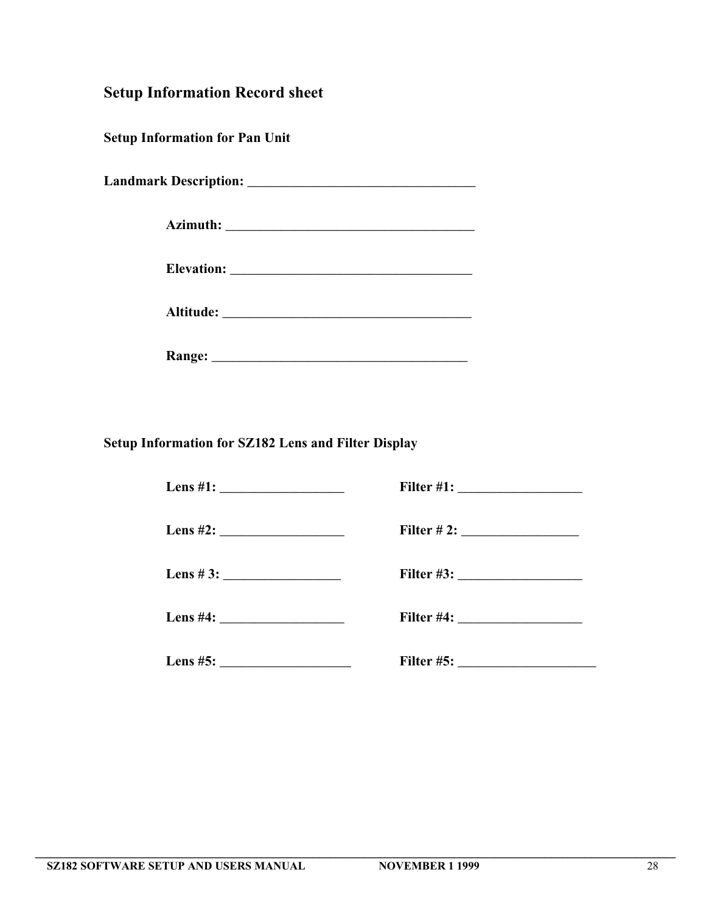## Setup Information Record sheet

### Setup Information for Pan Unit

**Landmark Description: _________________________________**

**Azimuth: _____________________________________**

**Elevation: ___________________________________**

**Altitude: _____________________________________**

**Range: ______________________________________**

### Setup Information for SZ182 Lens and Filter Display

**Lens #1: __________________** **Filter #1: __________________**

**Lens #2: __________________** **Filter # 2: _________________**

**Lens # 3: _________________** **Filter #3: __________________**

**Lens #4: __________________** **Filter #4: __________________**

**Lens #5: ___________________** **Filter #5: _____________________**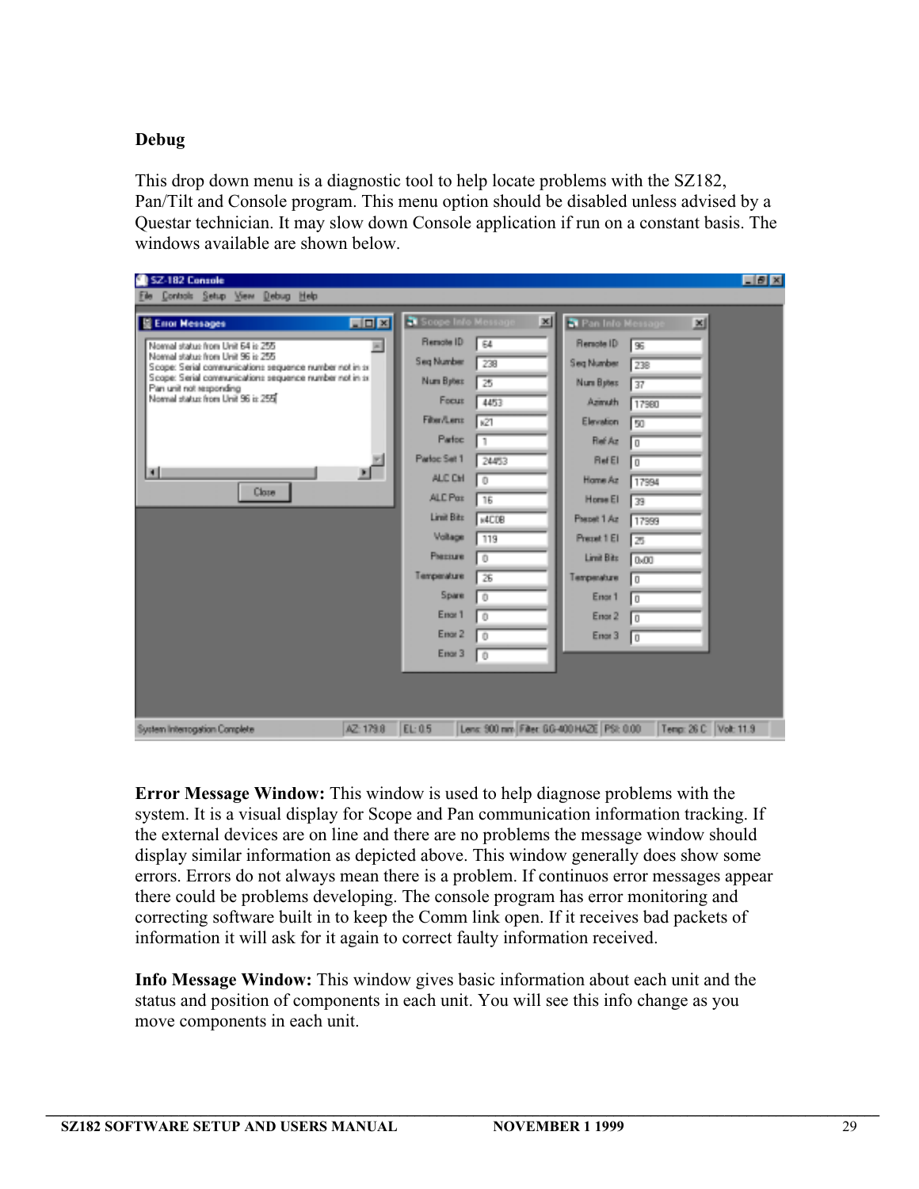### Debug

This drop down menu is a diagnostic tool to help locate problems with the SZ182, Pan/Tilt and Console program. This menu option should be disabled unless advised by a Questar technician. It may slow down Console application if run on a constant basis. The windows available are shown below.

**Error Message Window:** This window is used to help diagnose problems with the system. It is a visual display for Scope and Pan communication information tracking. If the external devices are on line and there are no problems the message window should display similar information as depicted above. This window generally does show some errors. Errors do not always mean there is a problem. If continuos error messages appear there could be problems developing. The console program has error monitoring and correcting software built in to keep the Comm link open. If it receives bad packets of information it will ask for it again to correct faulty information received.

**Info Message Window:** This window gives basic information about each unit and the status and position of components in each unit. You will see this info change as you move components in each unit.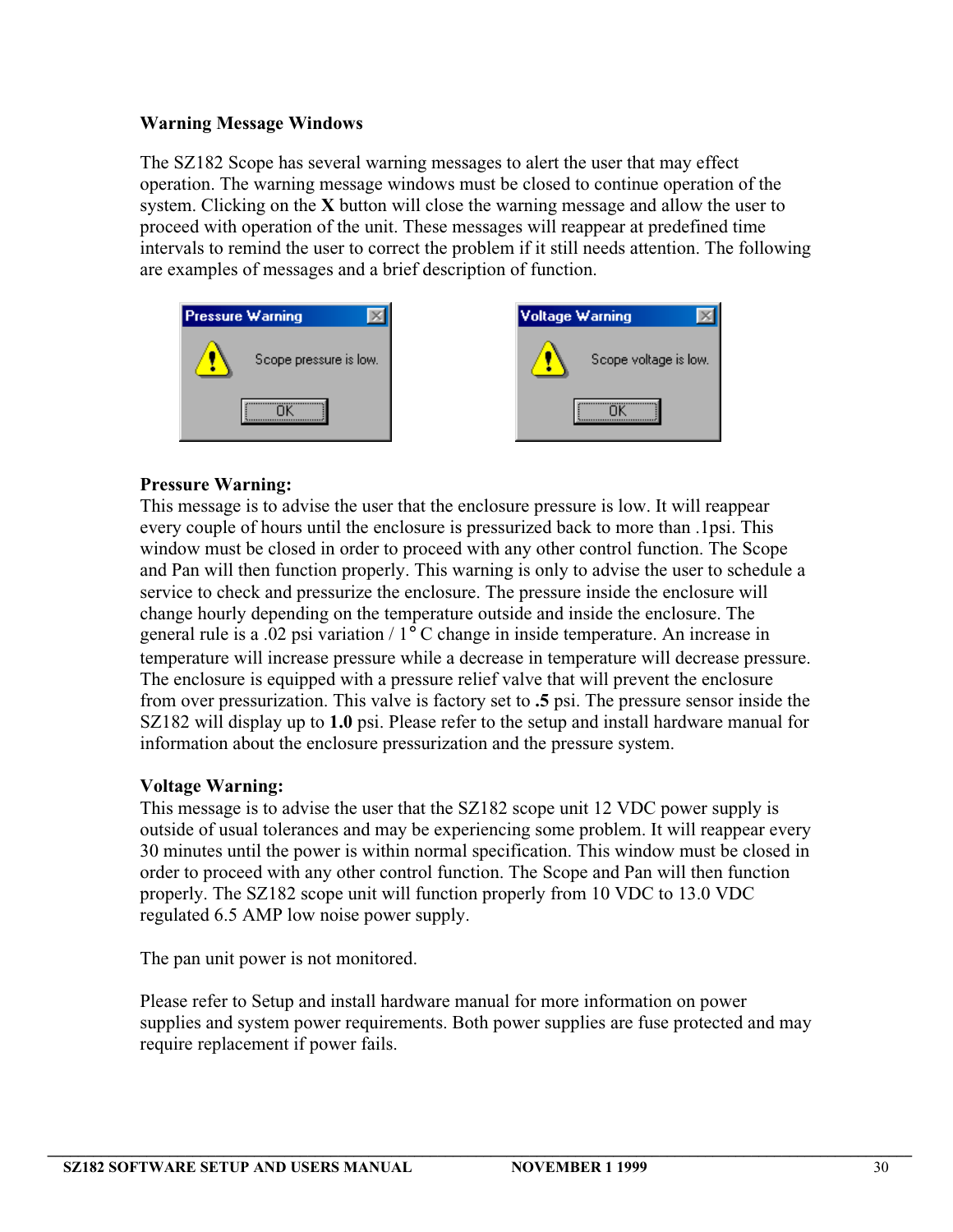### Warning Message Windows

The SZ182 Scope has several warning messages to alert the user that may effect operation. The warning message windows must be closed to continue operation of the system. Clicking on the **X** button will close the warning message and allow the user to proceed with operation of the unit. These messages will reappear at predefined time intervals to remind the user to correct the problem if it still needs attention. The following are examples of messages and a brief description of function.

**Pressure Warning:**
This message is to advise the user that the enclosure pressure is low. It will reappear every couple of hours until the enclosure is pressurized back to more than .1psi. This window must be closed in order to proceed with any other control function. The Scope and Pan will then function properly. This warning is only to advise the user to schedule a service to check and pressurize the enclosure. The pressure inside the enclosure will change hourly depending on the temperature outside and inside the enclosure. The general rule is a .02 psi variation / 1° C change in inside temperature. An increase in temperature will increase pressure while a decrease in temperature will decrease pressure. The enclosure is equipped with a pressure relief valve that will prevent the enclosure from over pressurization. This valve is factory set to **.5** psi. The pressure sensor inside the SZ182 will display up to **1.0** psi. Please refer to the setup and install hardware manual for information about the enclosure pressurization and the pressure system.

**Voltage Warning:**
This message is to advise the user that the SZ182 scope unit 12 VDC power supply is outside of usual tolerances and may be experiencing some problem. It will reappear every 30 minutes until the power is within normal specification. This window must be closed in order to proceed with any other control function. The Scope and Pan will then function properly. The SZ182 scope unit will function properly from 10 VDC to 13.0 VDC regulated 6.5 AMP low noise power supply.

The pan unit power is not monitored.

Please refer to Setup and install hardware manual for more information on power supplies and system power requirements. Both power supplies are fuse protected and may require replacement if power fails.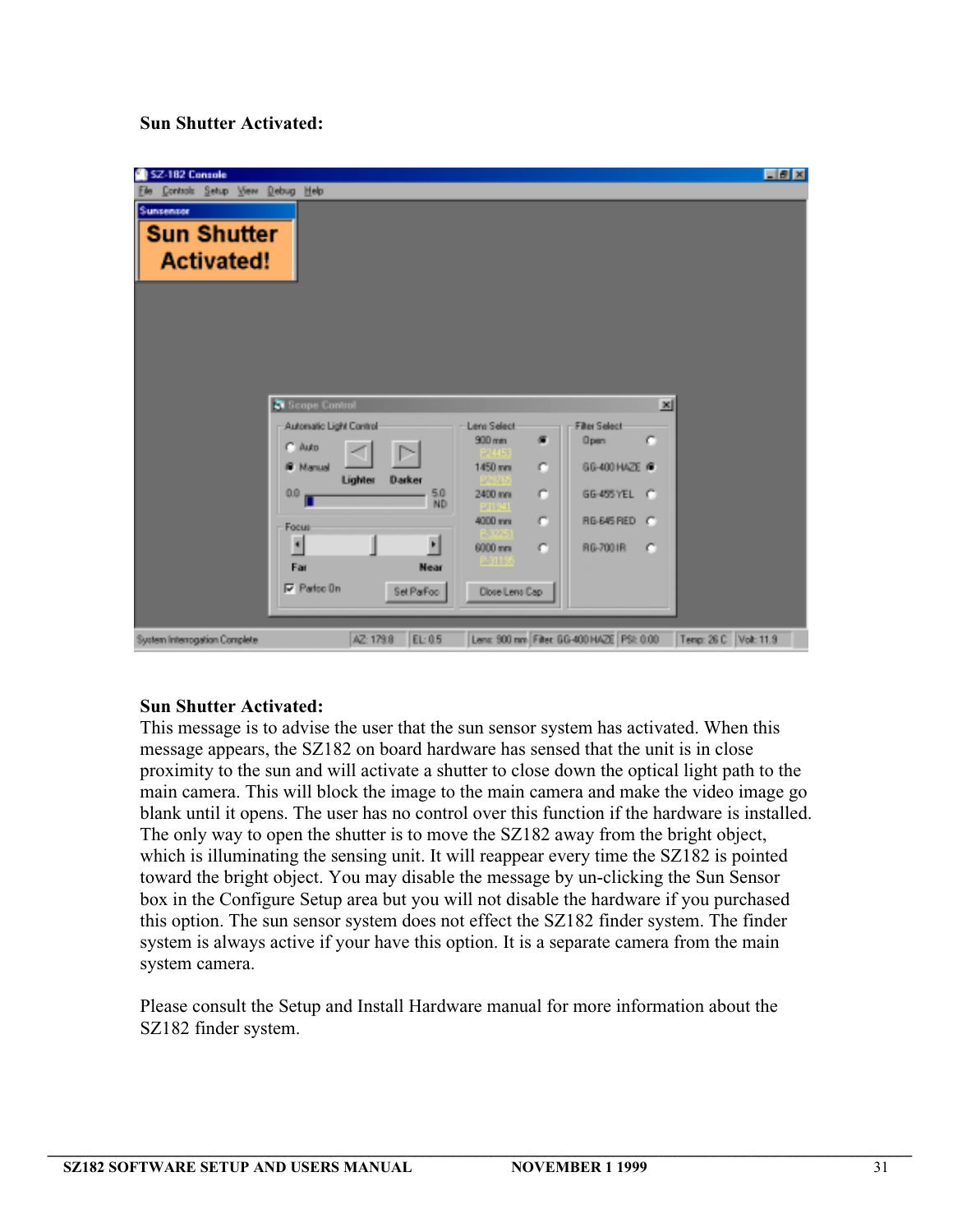**Sun Shutter Activated:**

**Sun Shutter Activated:**

This message is to advise the user that the sun sensor system has activated. When this message appears, the SZ182 on board hardware has sensed that the unit is in close proximity to the sun and will activate a shutter to close down the optical light path to the main camera. This will block the image to the main camera and make the video image go blank until it opens. The user has no control over this function if the hardware is installed. The only way to open the shutter is to move the SZ182 away from the bright object, which is illuminating the sensing unit. It will reappear every time the SZ182 is pointed toward the bright object. You may disable the message by un-clicking the Sun Sensor box in the Configure Setup area but you will not disable the hardware if you purchased this option. The sun sensor system does not effect the SZ182 finder system. The finder system is always active if your have this option. It is a separate camera from the main system camera.

Please consult the Setup and Install Hardware manual for more information about the SZ182 finder system.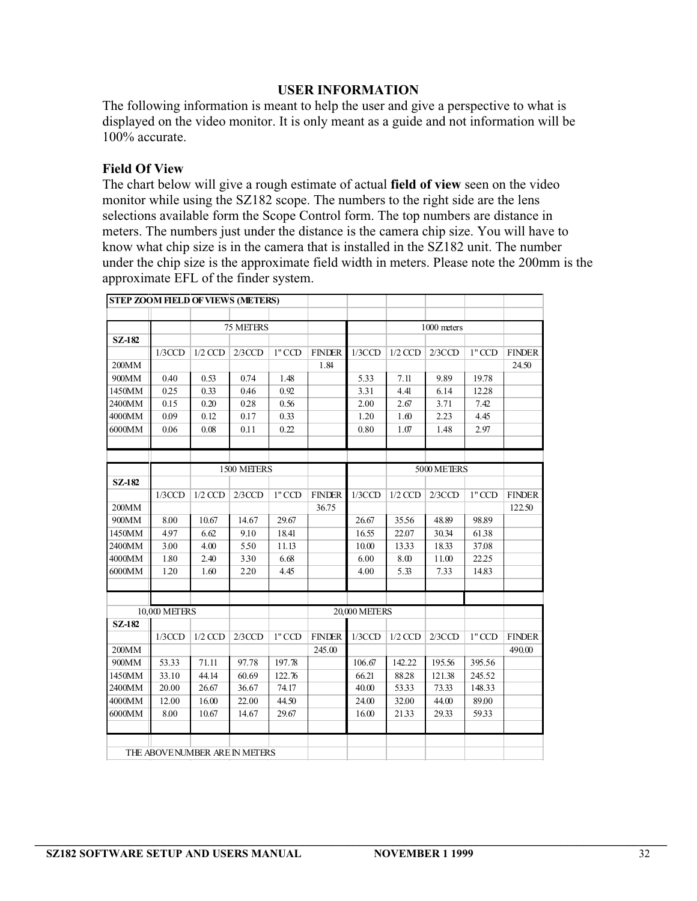## USER INFORMATION

The following information is meant to help the user and give a perspective to what is displayed on the video monitor. It is only meant as a guide and not information will be 100% accurate.

### Field Of View

The chart below will give a rough estimate of actual **field of view** seen on the video monitor while using the SZ182 scope. The numbers to the right side are the lens selections available form the Scope Control form. The top numbers are distance in meters. The numbers just under the distance is the camera chip size. You will have to know what chip size is in the camera that is installed in the SZ182 unit. The number under the chip size is the approximate field width in meters. Please note the 200mm is the approximate EFL of the finder system.

**STEP ZOOM FIELD OF VIEWS (METERS)**

| SZ-182 | 75 METERS | | | | | 1000 meters | | | | |
|---|---|---|---|---|---|---|---|---|---|---|
| | 1/3CCD | 1/2 CCD | 2/3CCD | 1" CCD | FINDER | 1/3CCD | 1/2 CCD | 2/3CCD | 1" CCD | FINDER |
| 200MM | | | | | 1.84 | | | | | 24.50 |
| 900MM | 0.40 | 0.53 | 0.74 | 1.48 | | 5.33 | 7.11 | 9.89 | 19.78 | |
| 1450MM | 0.25 | 0.33 | 0.46 | 0.92 | | 3.31 | 4.41 | 6.14 | 12.28 | |
| 2400MM | 0.15 | 0.20 | 0.28 | 0.56 | | 2.00 | 2.67 | 3.71 | 7.42 | |
| 4000MM | 0.09 | 0.12 | 0.17 | 0.33 | | 1.20 | 1.60 | 2.23 | 4.45 | |
| 6000MM | 0.06 | 0.08 | 0.11 | 0.22 | | 0.80 | 1.07 | 1.48 | 2.97 | |

| SZ-182 | 1500 METERS | | | | | 5000 METERS | | | | |
|---|---|---|---|---|---|---|---|---|---|---|
| | 1/3CCD | 1/2 CCD | 2/3CCD | 1" CCD | FINDER | 1/3CCD | 1/2 CCD | 2/3CCD | 1" CCD | FINDER |
| 200MM | | | | | 36.75 | | | | | 122.50 |
| 900MM | 8.00 | 10.67 | 14.67 | 29.67 | | 26.67 | 35.56 | 48.89 | 98.89 | |
| 1450MM | 4.97 | 6.62 | 9.10 | 18.41 | | 16.55 | 22.07 | 30.34 | 61.38 | |
| 2400MM | 3.00 | 4.00 | 5.50 | 11.13 | | 10.00 | 13.33 | 18.33 | 37.08 | |
| 4000MM | 1.80 | 2.40 | 3.30 | 6.68 | | 6.00 | 8.00 | 11.00 | 22.25 | |
| 6000MM | 1.20 | 1.60 | 2.20 | 4.45 | | 4.00 | 5.33 | 7.33 | 14.83 | |

| SZ-182 | 10,000 METERS | | | | | 20,000 METERS | | | | |
|---|---|---|---|---|---|---|---|---|---|---|
| | 1/3CCD | 1/2 CCD | 2/3CCD | 1" CCD | FINDER | 1/3CCD | 1/2 CCD | 2/3CCD | 1" CCD | FINDER |
| 200MM | | | | | 245.00 | | | | | 490.00 |
| 900MM | 53.33 | 71.11 | 97.78 | 197.78 | | 106.67 | 142.22 | 195.56 | 395.56 | |
| 1450MM | 33.10 | 44.14 | 60.69 | 122.76 | | 66.21 | 88.28 | 121.38 | 245.52 | |
| 2400MM | 20.00 | 26.67 | 36.67 | 74.17 | | 40.00 | 53.33 | 73.33 | 148.33 | |
| 4000MM | 12.00 | 16.00 | 22.00 | 44.50 | | 24.00 | 32.00 | 44.00 | 89.00 | |
| 6000MM | 8.00 | 10.67 | 14.67 | 29.67 | | 16.00 | 21.33 | 29.33 | 59.33 | |

THE ABOVE NUMBER ARE IN METERS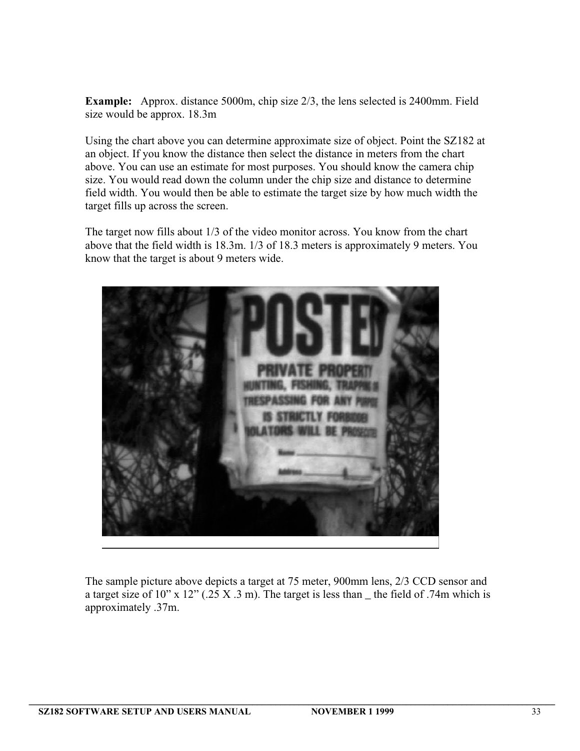**Example:** Approx. distance 5000m, chip size 2/3, the lens selected is 2400mm. Field size would be approx. 18.3m

Using the chart above you can determine approximate size of object. Point the SZ182 at an object. If you know the distance then select the distance in meters from the chart above. You can use an estimate for most purposes. You should know the camera chip size. You would read down the column under the chip size and distance to determine field width. You would then be able to estimate the target size by how much width the target fills up across the screen.

The target now fills about 1/3 of the video monitor across. You know from the chart above that the field width is 18.3m. 1/3 of 18.3 meters is approximately 9 meters. You know that the target is about 9 meters wide.

The sample picture above depicts a target at 75 meter, 900mm lens, 2/3 CCD sensor and a target size of 10" x 12" (.25 X .3 m). The target is less than _ the field of .74m which is approximately .37m.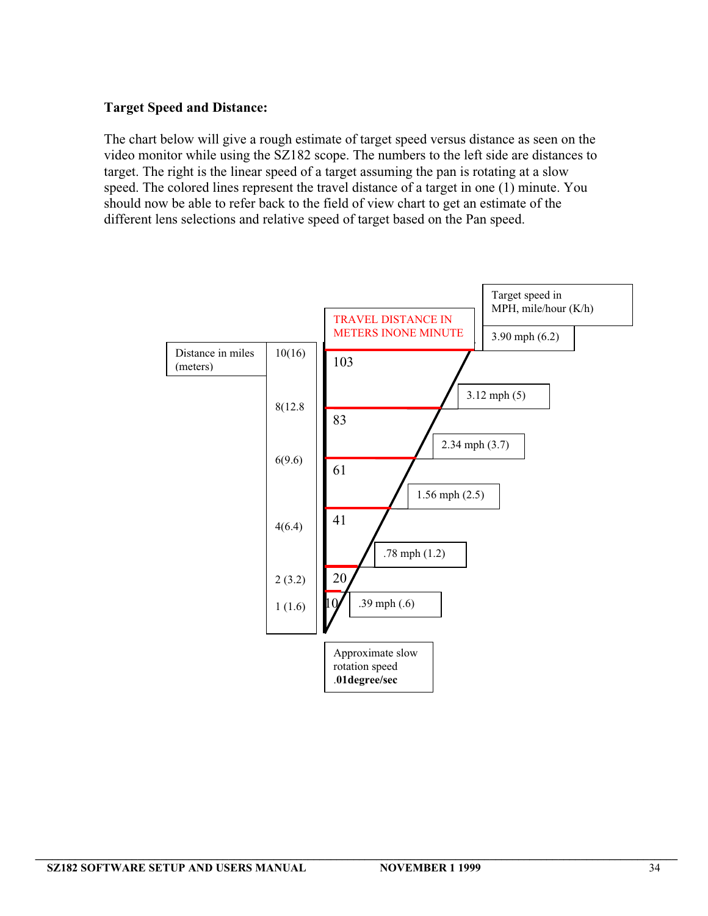**Target Speed and Distance:**

The chart below will give a rough estimate of target speed versus distance as seen on the video monitor while using the SZ182 scope. The numbers to the left side are distances to target. The right is the linear speed of a target assuming the pan is rotating at a slow speed. The colored lines represent the travel distance of a target in one (1) minute. You should now be able to refer back to the field of view chart to get an estimate of the different lens selections and relative speed of target based on the Pan speed.

| Distance in miles (meters) | TRAVEL DISTANCE IN METERS INONE MINUTE | Target speed in MPH, mile/hour (K/h) |
|---|---|---|
| 10(16) | 103 | 3.90 mph (6.2) |
| 8(12.8 | 83 | 3.12 mph (5) |
| 6(9.6) | 61 | 2.34 mph (3.7) |
| 4(6.4) | 41 | 1.56 mph (2.5) |
| 2 (3.2) | 20 | .78 mph (1.2) |
| 1 (1.6) | 10 | .39 mph (.6) |

Approximate slow rotation speed **.01degree/sec**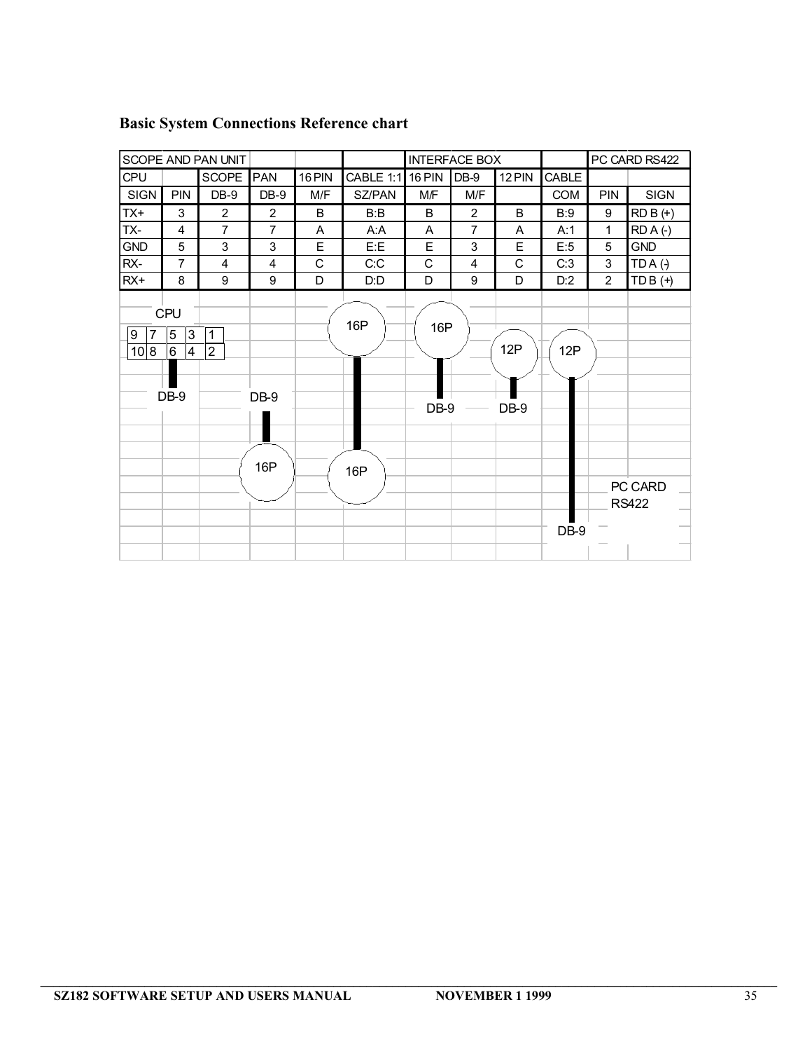**Basic System Connections Reference chart**

| SCOPE AND PAN UNIT | | | | | | INTERFACE BOX | | | | PC CARD RS422 | |
|---|---|---|---|---|---|---|---|---|---|---|---|
| CPU | | SCOPE | PAN | 16 PIN | CABLE 1:1 | 16 PIN | DB-9 | 12 PIN | CABLE | | |
| SIGN | PIN | DB-9 | DB-9 | M/F | SZ/PAN | M/F | M/F | | COM | PIN | SIGN |
| TX+ | 3 | 2 | 2 | B | B:B | B | 2 | B | B:9 | 9 | RD B (+) |
| TX- | 4 | 7 | 7 | A | A:A | A | 7 | A | A:1 | 1 | RD A (-) |
| GND | 5 | 3 | 3 | E | E:E | E | 3 | E | E:5 | 5 | GND |
| RX- | 7 | 4 | 4 | C | C:C | C | 4 | C | C:3 | 3 | TD A (-) |
| RX+ | 8 | 9 | 9 | D | D:D | D | 9 | D | D:2 | 2 | TD B (+) |

CPU

9 7 5 3 1

10 8 6 4 2

DB-9

DB-9

16P

16P

16P

16P

DB-9

12P

DB-9

12P

DB-9

PC CARD RS422